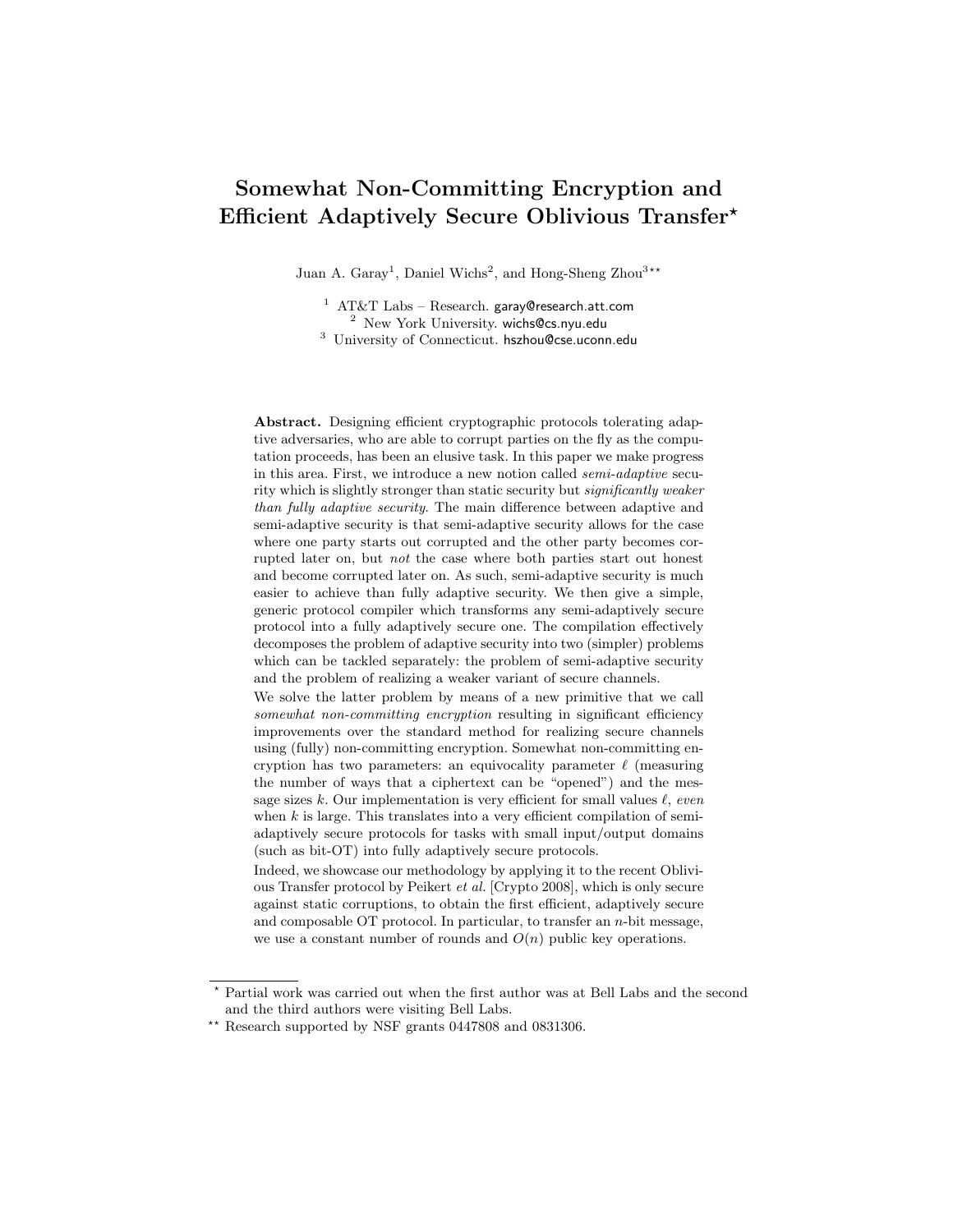# Somewhat Non-Committing Encryption and Efficient Adaptively Secure Oblivious Transfer*

Juan A. Garay[1], Daniel Wichs[2], and Hong-Sheng Zhou[3]**

[1] AT&T Labs – Research. garay@research.att.com
[2] New York University. wichs@cs.nyu.edu
[3] University of Connecticut. hszhou@cse.uconn.edu

**Abstract.** Designing efficient cryptographic protocols tolerating adaptive adversaries, who are able to corrupt parties on the fly as the computation proceeds, has been an elusive task. In this paper we make progress in this area. First, we introduce a new notion called *semi-adaptive* security which is slightly stronger than static security but *significantly weaker than fully adaptive security*. The main difference between adaptive and semi-adaptive security is that semi-adaptive security allows for the case where one party starts out corrupted and the other party becomes corrupted later on, but *not* the case where both parties start out honest and become corrupted later on. As such, semi-adaptive security is much easier to achieve than fully adaptive security. We then give a simple, generic protocol compiler which transforms any semi-adaptively secure protocol into a fully adaptively secure one. The compilation effectively decomposes the problem of adaptive security into two (simpler) problems which can be tackled separately: the problem of semi-adaptive security and the problem of realizing a weaker variant of secure channels.

We solve the latter problem by means of a new primitive that we call *somewhat non-committing encryption* resulting in significant efficiency improvements over the standard method for realizing secure channels using (fully) non-committing encryption. Somewhat non-committing encryption has two parameters: an equivocality parameter $\ell$ (measuring the number of ways that a ciphertext can be "opened") and the message sizes $k$. Our implementation is very efficient for small values $\ell$, *even* when $k$ is large. This translates into a very efficient compilation of semi-adaptively secure protocols for tasks with small input/output domains (such as bit-OT) into fully adaptively secure protocols.

Indeed, we showcase our methodology by applying it to the recent Oblivious Transfer protocol by Peikert *et al.* [Crypto 2008], which is only secure against static corruptions, to obtain the first efficient, adaptively secure and composable OT protocol. In particular, to transfer an $n$-bit message, we use a constant number of rounds and $O(n)$ public key operations.

---

* Partial work was carried out when the first author was at Bell Labs and the second and the third authors were visiting Bell Labs.

** Research supported by NSF grants 0447808 and 0831306.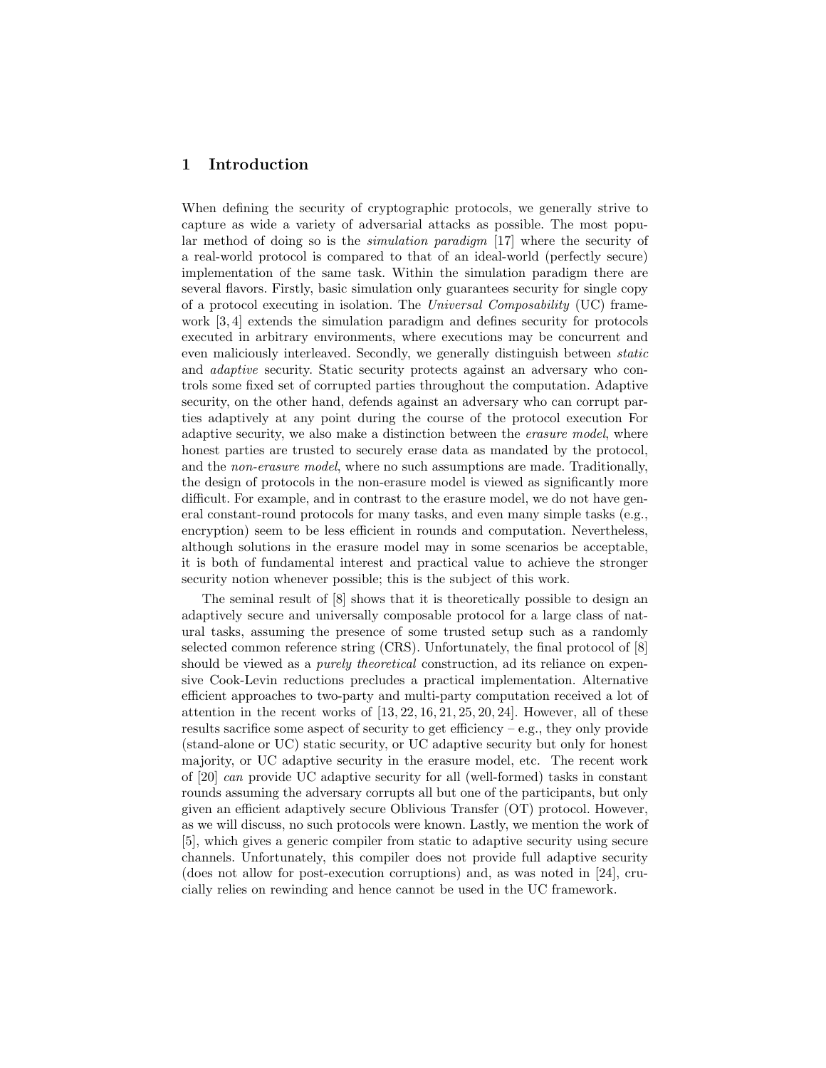## 1 Introduction

When defining the security of cryptographic protocols, we generally strive to capture as wide a variety of adversarial attacks as possible. The most popular method of doing so is the *simulation paradigm* [17] where the security of a real-world protocol is compared to that of an ideal-world (perfectly secure) implementation of the same task. Within the simulation paradigm there are several flavors. Firstly, basic simulation only guarantees security for single copy of a protocol executing in isolation. The *Universal Composability* (UC) framework [3, 4] extends the simulation paradigm and defines security for protocols executed in arbitrary environments, where executions may be concurrent and even maliciously interleaved. Secondly, we generally distinguish between *static* and *adaptive* security. Static security protects against an adversary who controls some fixed set of corrupted parties throughout the computation. Adaptive security, on the other hand, defends against an adversary who can corrupt parties adaptively at any point during the course of the protocol execution For adaptive security, we also make a distinction between the *erasure model*, where honest parties are trusted to securely erase data as mandated by the protocol, and the *non-erasure model*, where no such assumptions are made. Traditionally, the design of protocols in the non-erasure model is viewed as significantly more difficult. For example, and in contrast to the erasure model, we do not have general constant-round protocols for many tasks, and even many simple tasks (e.g., encryption) seem to be less efficient in rounds and computation. Nevertheless, although solutions in the erasure model may in some scenarios be acceptable, it is both of fundamental interest and practical value to achieve the stronger security notion whenever possible; this is the subject of this work.

The seminal result of [8] shows that it is theoretically possible to design an adaptively secure and universally composable protocol for a large class of natural tasks, assuming the presence of some trusted setup such as a randomly selected common reference string (CRS). Unfortunately, the final protocol of [8] should be viewed as a *purely theoretical* construction, ad its reliance on expensive Cook-Levin reductions precludes a practical implementation. Alternative efficient approaches to two-party and multi-party computation received a lot of attention in the recent works of [13, 22, 16, 21, 25, 20, 24]. However, all of these results sacrifice some aspect of security to get efficiency – e.g., they only provide (stand-alone or UC) static security, or UC adaptive security but only for honest majority, or UC adaptive security in the erasure model, etc. The recent work of [20] *can* provide UC adaptive security for all (well-formed) tasks in constant rounds assuming the adversary corrupts all but one of the participants, but only given an efficient adaptively secure Oblivious Transfer (OT) protocol. However, as we will discuss, no such protocols were known. Lastly, we mention the work of [5], which gives a generic compiler from static to adaptive security using secure channels. Unfortunately, this compiler does not provide full adaptive security (does not allow for post-execution corruptions) and, as was noted in [24], crucially relies on rewinding and hence cannot be used in the UC framework.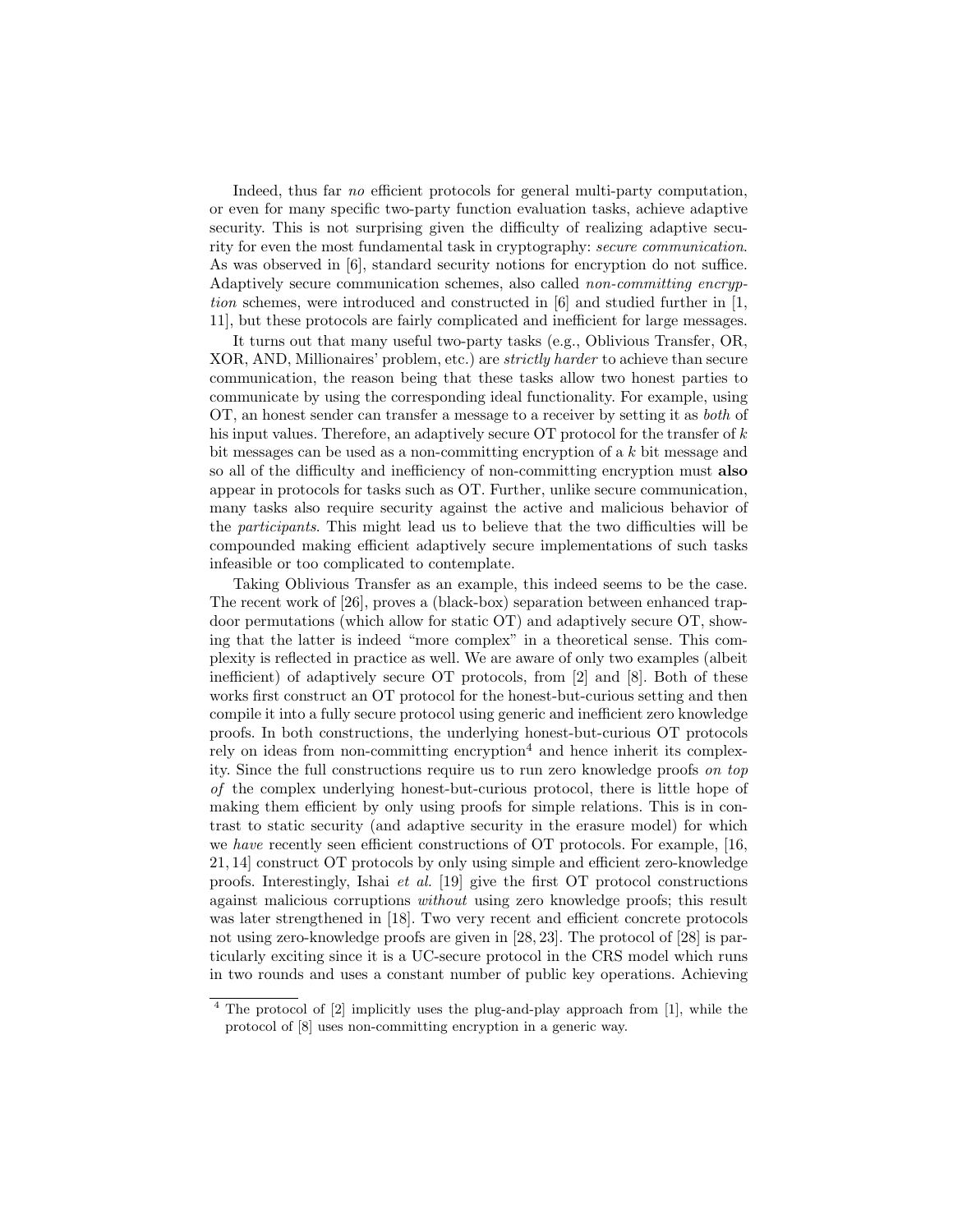Indeed, thus far *no* efficient protocols for general multi-party computation, or even for many specific two-party function evaluation tasks, achieve adaptive security. This is not surprising given the difficulty of realizing adaptive security for even the most fundamental task in cryptography: *secure communication*. As was observed in [6], standard security notions for encryption do not suffice. Adaptively secure communication schemes, also called *non-committing encryption* schemes, were introduced and constructed in [6] and studied further in [1, 11], but these protocols are fairly complicated and inefficient for large messages.

It turns out that many useful two-party tasks (e.g., Oblivious Transfer, OR, XOR, AND, Millionaires' problem, etc.) are *strictly harder* to achieve than secure communication, the reason being that these tasks allow two honest parties to communicate by using the corresponding ideal functionality. For example, using OT, an honest sender can transfer a message to a receiver by setting it as *both* of his input values. Therefore, an adaptively secure OT protocol for the transfer of $k$ bit messages can be used as a non-committing encryption of a $k$ bit message and so all of the difficulty and inefficiency of non-committing encryption must **also** appear in protocols for tasks such as OT. Further, unlike secure communication, many tasks also require security against the active and malicious behavior of the *participants*. This might lead us to believe that the two difficulties will be compounded making efficient adaptively secure implementations of such tasks infeasible or too complicated to contemplate.

Taking Oblivious Transfer as an example, this indeed seems to be the case. The recent work of [26], proves a (black-box) separation between enhanced trapdoor permutations (which allow for static OT) and adaptively secure OT, showing that the latter is indeed "more complex" in a theoretical sense. This complexity is reflected in practice as well. We are aware of only two examples (albeit inefficient) of adaptively secure OT protocols, from [2] and [8]. Both of these works first construct an OT protocol for the honest-but-curious setting and then compile it into a fully secure protocol using generic and inefficient zero knowledge proofs. In both constructions, the underlying honest-but-curious OT protocols rely on ideas from non-committing encryption[4] and hence inherit its complexity. Since the full constructions require us to run zero knowledge proofs *on top of* the complex underlying honest-but-curious protocol, there is little hope of making them efficient by only using proofs for simple relations. This is in contrast to static security (and adaptive security in the erasure model) for which we *have* recently seen efficient constructions of OT protocols. For example, [16, 21, 14] construct OT protocols by only using simple and efficient zero-knowledge proofs. Interestingly, Ishai *et al.* [19] give the first OT protocol constructions against malicious corruptions *without* using zero knowledge proofs; this result was later strengthened in [18]. Two very recent and efficient concrete protocols not using zero-knowledge proofs are given in [28, 23]. The protocol of [28] is particularly exciting since it is a UC-secure protocol in the CRS model which runs in two rounds and uses a constant number of public key operations. Achieving

[4] The protocol of [2] implicitly uses the plug-and-play approach from [1], while the protocol of [8] uses non-committing encryption in a generic way.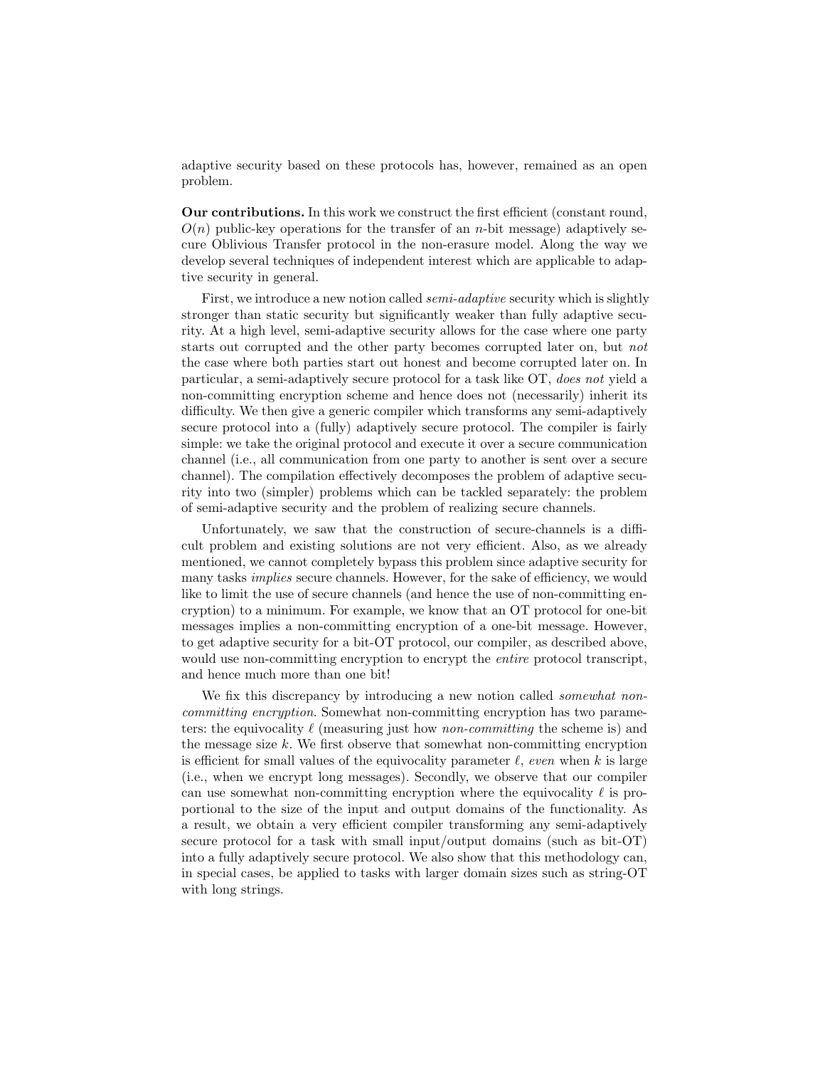adaptive security based on these protocols has, however, remained as an open problem.

**Our contributions.** In this work we construct the first efficient (constant round, $O(n)$ public-key operations for the transfer of an $n$-bit message) adaptively secure Oblivious Transfer protocol in the non-erasure model. Along the way we develop several techniques of independent interest which are applicable to adaptive security in general.

First, we introduce a new notion called *semi-adaptive* security which is slightly stronger than static security but significantly weaker than fully adaptive security. At a high level, semi-adaptive security allows for the case where one party starts out corrupted and the other party becomes corrupted later on, but *not* the case where both parties start out honest and become corrupted later on. In particular, a semi-adaptively secure protocol for a task like OT, *does not* yield a non-committing encryption scheme and hence does not (necessarily) inherit its difficulty. We then give a generic compiler which transforms any semi-adaptively secure protocol into a (fully) adaptively secure protocol. The compiler is fairly simple: we take the original protocol and execute it over a secure communication channel (i.e., all communication from one party to another is sent over a secure channel). The compilation effectively decomposes the problem of adaptive security into two (simpler) problems which can be tackled separately: the problem of semi-adaptive security and the problem of realizing secure channels.

Unfortunately, we saw that the construction of secure-channels is a difficult problem and existing solutions are not very efficient. Also, as we already mentioned, we cannot completely bypass this problem since adaptive security for many tasks *implies* secure channels. However, for the sake of efficiency, we would like to limit the use of secure channels (and hence the use of non-committing encryption) to a minimum. For example, we know that an OT protocol for one-bit messages implies a non-committing encryption of a one-bit message. However, to get adaptive security for a bit-OT protocol, our compiler, as described above, would use non-committing encryption to encrypt the *entire* protocol transcript, and hence much more than one bit!

We fix this discrepancy by introducing a new notion called *somewhat non-committing encryption*. Somewhat non-committing encryption has two parameters: the equivocality $\ell$ (measuring just how *non-committing* the scheme is) and the message size $k$. We first observe that somewhat non-committing encryption is efficient for small values of the equivocality parameter $\ell$, *even* when $k$ is large (i.e., when we encrypt long messages). Secondly, we observe that our compiler can use somewhat non-committing encryption where the equivocality $\ell$ is proportional to the size of the input and output domains of the functionality. As a result, we obtain a very efficient compiler transforming any semi-adaptively secure protocol for a task with small input/output domains (such as bit-OT) into a fully adaptively secure protocol. We also show that this methodology can, in special cases, be applied to tasks with larger domain sizes such as string-OT with long strings.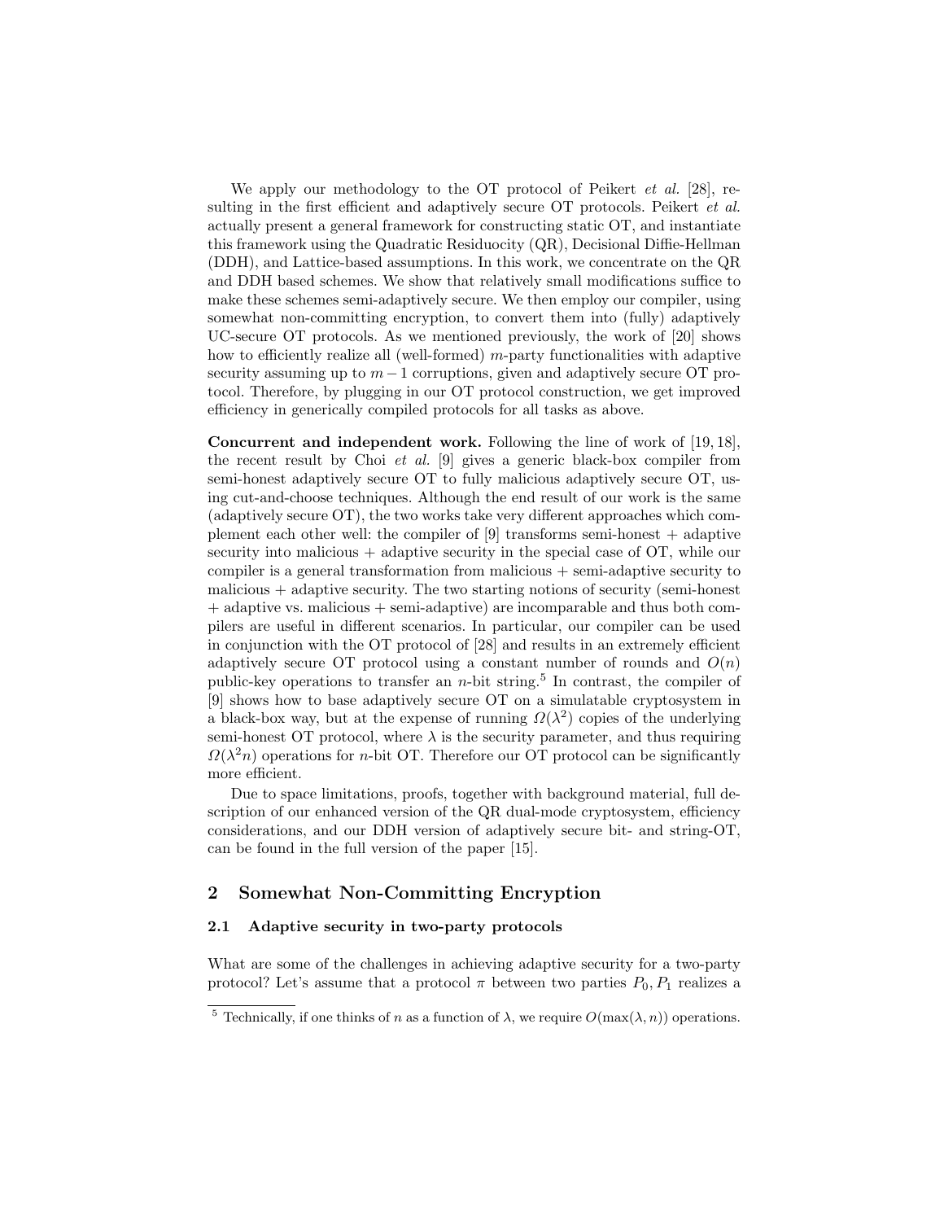We apply our methodology to the OT protocol of Peikert *et al.* [28], resulting in the first efficient and adaptively secure OT protocols. Peikert *et al.* actually present a general framework for constructing static OT, and instantiate this framework using the Quadratic Residuocity (QR), Decisional Diffie-Hellman (DDH), and Lattice-based assumptions. In this work, we concentrate on the QR and DDH based schemes. We show that relatively small modifications suffice to make these schemes semi-adaptively secure. We then employ our compiler, using somewhat non-committing encryption, to convert them into (fully) adaptively UC-secure OT protocols. As we mentioned previously, the work of [20] shows how to efficiently realize all (well-formed) $m$-party functionalities with adaptive security assuming up to $m-1$ corruptions, given and adaptively secure OT protocol. Therefore, by plugging in our OT protocol construction, we get improved efficiency in generically compiled protocols for all tasks as above.

**Concurrent and independent work.** Following the line of work of [19, 18], the recent result by Choi *et al.* [9] gives a generic black-box compiler from semi-honest adaptively secure OT to fully malicious adaptively secure OT, using cut-and-choose techniques. Although the end result of our work is the same (adaptively secure OT), the two works take very different approaches which complement each other well: the compiler of [9] transforms semi-honest + adaptive security into malicious + adaptive security in the special case of OT, while our compiler is a general transformation from malicious + semi-adaptive security to malicious + adaptive security. The two starting notions of security (semi-honest + adaptive vs. malicious + semi-adaptive) are incomparable and thus both compilers are useful in different scenarios. In particular, our compiler can be used in conjunction with the OT protocol of [28] and results in an extremely efficient adaptively secure OT protocol using a constant number of rounds and $O(n)$ public-key operations to transfer an $n$-bit string.[5] In contrast, the compiler of [9] shows how to base adaptively secure OT on a simulatable cryptosystem in a black-box way, but at the expense of running $\Omega(\lambda^2)$ copies of the underlying semi-honest OT protocol, where $\lambda$ is the security parameter, and thus requiring $\Omega(\lambda^2 n)$ operations for $n$-bit OT. Therefore our OT protocol can be significantly more efficient.

Due to space limitations, proofs, together with background material, full description of our enhanced version of the QR dual-mode cryptosystem, efficiency considerations, and our DDH version of adaptively secure bit- and string-OT, can be found in the full version of the paper [15].

## 2 Somewhat Non-Committing Encryption

### 2.1 Adaptive security in two-party protocols

What are some of the challenges in achieving adaptive security for a two-party protocol? Let's assume that a protocol $\pi$ between two parties $P_0, P_1$ realizes a

[5] Technically, if one thinks of $n$ as a function of $\lambda$, we require $O(\max(\lambda, n))$ operations.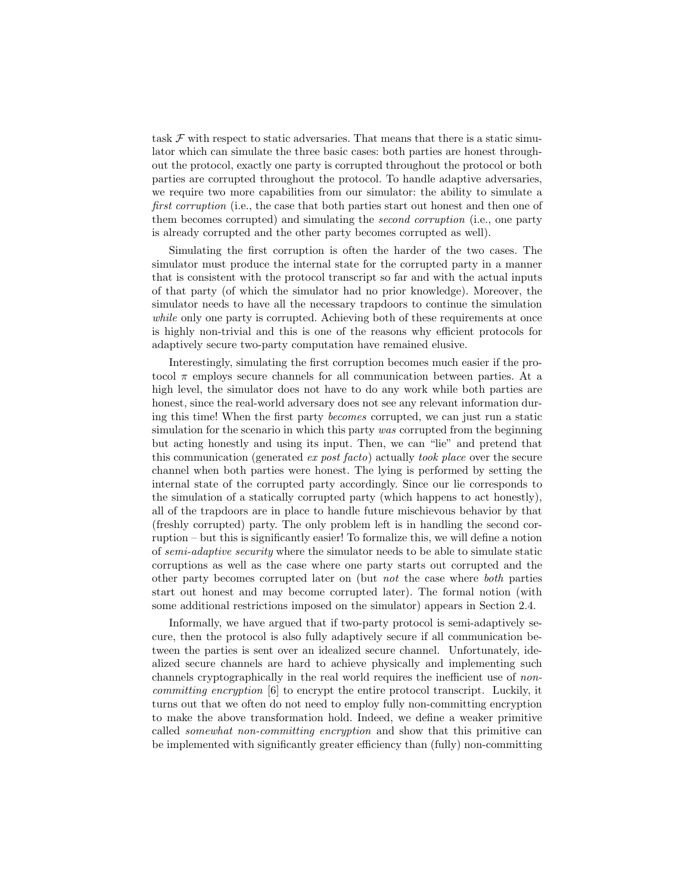task $\mathcal{F}$ with respect to static adversaries. That means that there is a static simulator which can simulate the three basic cases: both parties are honest throughout the protocol, exactly one party is corrupted throughout the protocol or both parties are corrupted throughout the protocol. To handle adaptive adversaries, we require two more capabilities from our simulator: the ability to simulate a *first corruption* (i.e., the case that both parties start out honest and then one of them becomes corrupted) and simulating the *second corruption* (i.e., one party is already corrupted and the other party becomes corrupted as well).

Simulating the first corruption is often the harder of the two cases. The simulator must produce the internal state for the corrupted party in a manner that is consistent with the protocol transcript so far and with the actual inputs of that party (of which the simulator had no prior knowledge). Moreover, the simulator needs to have all the necessary trapdoors to continue the simulation *while* only one party is corrupted. Achieving both of these requirements at once is highly non-trivial and this is one of the reasons why efficient protocols for adaptively secure two-party computation have remained elusive.

Interestingly, simulating the first corruption becomes much easier if the protocol $\pi$ employs secure channels for all communication between parties. At a high level, the simulator does not have to do any work while both parties are honest, since the real-world adversary does not see any relevant information during this time! When the first party *becomes* corrupted, we can just run a static simulation for the scenario in which this party *was* corrupted from the beginning but acting honestly and using its input. Then, we can "lie" and pretend that this communication (generated *ex post facto*) actually *took place* over the secure channel when both parties were honest. The lying is performed by setting the internal state of the corrupted party accordingly. Since our lie corresponds to the simulation of a statically corrupted party (which happens to act honestly), all of the trapdoors are in place to handle future mischievous behavior by that (freshly corrupted) party. The only problem left is in handling the second corruption – but this is significantly easier! To formalize this, we will define a notion of *semi-adaptive security* where the simulator needs to be able to simulate static corruptions as well as the case where one party starts out corrupted and the other party becomes corrupted later on (but *not* the case where *both* parties start out honest and may become corrupted later). The formal notion (with some additional restrictions imposed on the simulator) appears in Section 2.4.

Informally, we have argued that if two-party protocol is semi-adaptively secure, then the protocol is also fully adaptively secure if all communication between the parties is sent over an idealized secure channel. Unfortunately, idealized secure channels are hard to achieve physically and implementing such channels cryptographically in the real world requires the inefficient use of *non-committing encryption* [6] to encrypt the entire protocol transcript. Luckily, it turns out that we often do not need to employ fully non-committing encryption to make the above transformation hold. Indeed, we define a weaker primitive called *somewhat non-committing encryption* and show that this primitive can be implemented with significantly greater efficiency than (fully) non-committing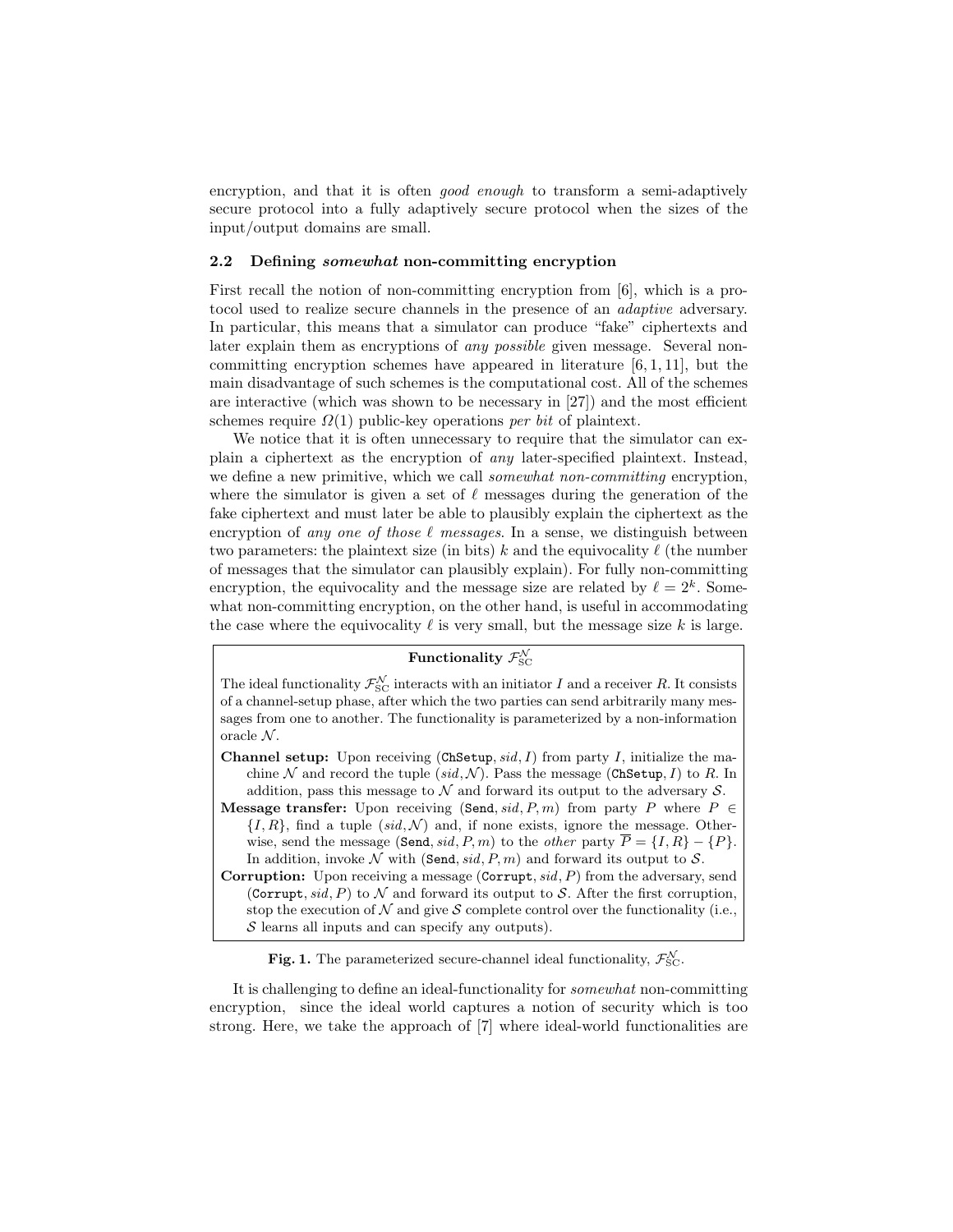encryption, and that it is often *good enough* to transform a semi-adaptively secure protocol into a fully adaptively secure protocol when the sizes of the input/output domains are small.

### 2.2 Defining *somewhat* non-committing encryption

First recall the notion of non-committing encryption from [6], which is a protocol used to realize secure channels in the presence of an *adaptive* adversary. In particular, this means that a simulator can produce "fake" ciphertexts and later explain them as encryptions of *any possible* given message. Several non-committing encryption schemes have appeared in literature [6, 1, 11], but the main disadvantage of such schemes is the computational cost. All of the schemes are interactive (which was shown to be necessary in [27]) and the most efficient schemes require $\Omega(1)$ public-key operations *per bit* of plaintext.

We notice that it is often unnecessary to require that the simulator can explain a ciphertext as the encryption of *any* later-specified plaintext. Instead, we define a new primitive, which we call *somewhat non-committing* encryption, where the simulator is given a set of $\ell$ messages during the generation of the fake ciphertext and must later be able to plausibly explain the ciphertext as the encryption of *any one of those $\ell$ messages*. In a sense, we distinguish between two parameters: the plaintext size (in bits) $k$ and the equivocality $\ell$ (the number of messages that the simulator can plausibly explain). For fully non-committing encryption, the equivocality and the message size are related by $\ell = 2^k$. Somewhat non-committing encryption, on the other hand, is useful in accommodating the case where the equivocality $\ell$ is very small, but the message size $k$ is large.

---

**Functionality $\mathcal{F}_{\text{SC}}^{\mathcal{N}}$**

The ideal functionality $\mathcal{F}_{\text{SC}}^{\mathcal{N}}$ interacts with an initiator $I$ and a receiver $R$. It consists of a channel-setup phase, after which the two parties can send arbitrarily many messages from one to another. The functionality is parameterized by a non-information oracle $\mathcal{N}$.

**Channel setup:** Upon receiving $(\texttt{ChSetup}, sid, I)$ from party $I$, initialize the machine $\mathcal{N}$ and record the tuple $(sid, \mathcal{N})$. Pass the message $(\texttt{ChSetup}, I)$ to $R$. In addition, pass this message to $\mathcal{N}$ and forward its output to the adversary $\mathcal{S}$.

**Message transfer:** Upon receiving $(\texttt{Send}, sid, P, m)$ from party $P$ where $P \in \{I, R\}$, find a tuple $(sid, \mathcal{N})$ and, if none exists, ignore the message. Otherwise, send the message $(\texttt{Send}, sid, P, m)$ to the *other* party $\overline{P} = \{I, R\} - \{P\}$. In addition, invoke $\mathcal{N}$ with $(\texttt{Send}, sid, P, m)$ and forward its output to $\mathcal{S}$.

**Corruption:** Upon receiving a message $(\texttt{Corrupt}, sid, P)$ from the adversary, send $(\texttt{Corrupt}, sid, P)$ to $\mathcal{N}$ and forward its output to $\mathcal{S}$. After the first corruption, stop the execution of $\mathcal{N}$ and give $\mathcal{S}$ complete control over the functionality (i.e., $\mathcal{S}$ learns all inputs and can specify any outputs).

---

**Fig. 1.** The parameterized secure-channel ideal functionality, $\mathcal{F}_{\text{SC}}^{\mathcal{N}}$.

It is challenging to define an ideal-functionality for *somewhat* non-committing encryption, since the ideal world captures a notion of security which is too strong. Here, we take the approach of [7] where ideal-world functionalities are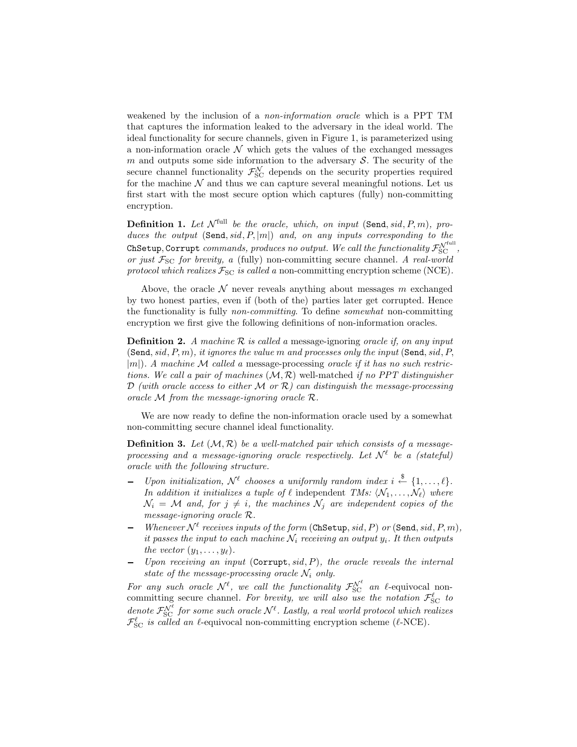weakened by the inclusion of a *non-information oracle* which is a PPT TM that captures the information leaked to the adversary in the ideal world. The ideal functionality for secure channels, given in Figure 1, is parameterized using a non-information oracle $\mathcal{N}$ which gets the values of the exchanged messages $m$ and outputs some side information to the adversary $\mathcal{S}$. The security of the secure channel functionality $\mathcal{F}_{\mathrm{SC}}^{\mathcal{N}}$ depends on the security properties required for the machine $\mathcal{N}$ and thus we can capture several meaningful notions. Let us first start with the most secure option which captures (fully) non-committing encryption.

**Definition 1.** *Let $\mathcal{N}^{\mathrm{full}}$ be the oracle, which, on input $(\mathtt{Send}, sid, P, m)$, produces the output $(\mathtt{Send}, sid, P, |m|)$ and, on any inputs corresponding to the* $\mathtt{ChSetup}, \mathtt{Corrupt}$ *commands, produces no output. We call the functionality $\mathcal{F}_{\mathrm{SC}}^{\mathcal{N}^{\mathrm{full}}}$, or just $\mathcal{F}_{\mathrm{SC}}$ for brevity, a* (fully) non-committing secure channel. *A real-world protocol which realizes $\mathcal{F}_{\mathrm{SC}}$ is called a* non-committing encryption scheme (NCE).

Above, the oracle $\mathcal{N}$ never reveals anything about messages $m$ exchanged by two honest parties, even if (both of the) parties later get corrupted. Hence the functionality is fully *non-committing*. To define *somewhat* non-committing encryption we first give the following definitions of non-information oracles.

**Definition 2.** *A machine $\mathcal{R}$ is called a* message-ignoring *oracle if, on any input $(\mathtt{Send}, sid, P, m)$, it ignores the value $m$ and processes only the input $(\mathtt{Send}, sid, P, |m|)$. A machine $\mathcal{M}$ called a* message-processing *oracle if it has no such restrictions. We call a pair of machines $(\mathcal{M}, \mathcal{R})$* well-matched *if no PPT distinguisher $\mathcal{D}$ (with oracle access to either $\mathcal{M}$ or $\mathcal{R}$) can distinguish the message-processing oracle $\mathcal{M}$ from the message-ignoring oracle $\mathcal{R}$.*

We are now ready to define the non-information oracle used by a somewhat non-committing secure channel ideal functionality.

**Definition 3.** *Let $(\mathcal{M}, \mathcal{R})$ be a well-matched pair which consists of a message-processing and a message-ignoring oracle respectively. Let $\mathcal{N}^{\ell}$ be a (stateful) oracle with the following structure.*

- *Upon initialization, $\mathcal{N}^{\ell}$ chooses a uniformly random index $i \xleftarrow{\$} \{1, \ldots, \ell\}$. In addition it initializes a tuple of $\ell$* independent *TMs: $\langle \mathcal{N}_1, \ldots, \mathcal{N}_{\ell} \rangle$ where $\mathcal{N}_i = \mathcal{M}$ and, for $j \neq i$, the machines $\mathcal{N}_j$ are independent copies of the message-ignoring oracle $\mathcal{R}$.*
- *Whenever $\mathcal{N}^{\ell}$ receives inputs of the form $(\mathtt{ChSetup}, sid, P)$ or $(\mathtt{Send}, sid, P, m)$, it passes the input to each machine $\mathcal{N}_i$ receiving an output $y_i$. It then outputs the vector $(y_1, \ldots, y_{\ell})$.*
- *Upon receiving an input $(\mathtt{Corrupt}, sid, P)$, the oracle reveals the internal state of the message-processing oracle $\mathcal{N}_i$ only.*

*For any such oracle $\mathcal{N}^{\ell}$, we call the functionality $\mathcal{F}_{\mathrm{SC}}^{\mathcal{N}^{\ell}}$ an* $\ell$-equivocal non-committing secure channel. *For brevity, we will also use the notation $\mathcal{F}_{\mathrm{SC}}^{\ell}$ to denote $\mathcal{F}_{\mathrm{SC}}^{\mathcal{N}^{\ell}}$ for some such oracle $\mathcal{N}^{\ell}$. Lastly, a real world protocol which realizes $\mathcal{F}_{\mathrm{SC}}^{\ell}$ is called an* $\ell$-equivocal non-committing encryption scheme ($\ell$-NCE).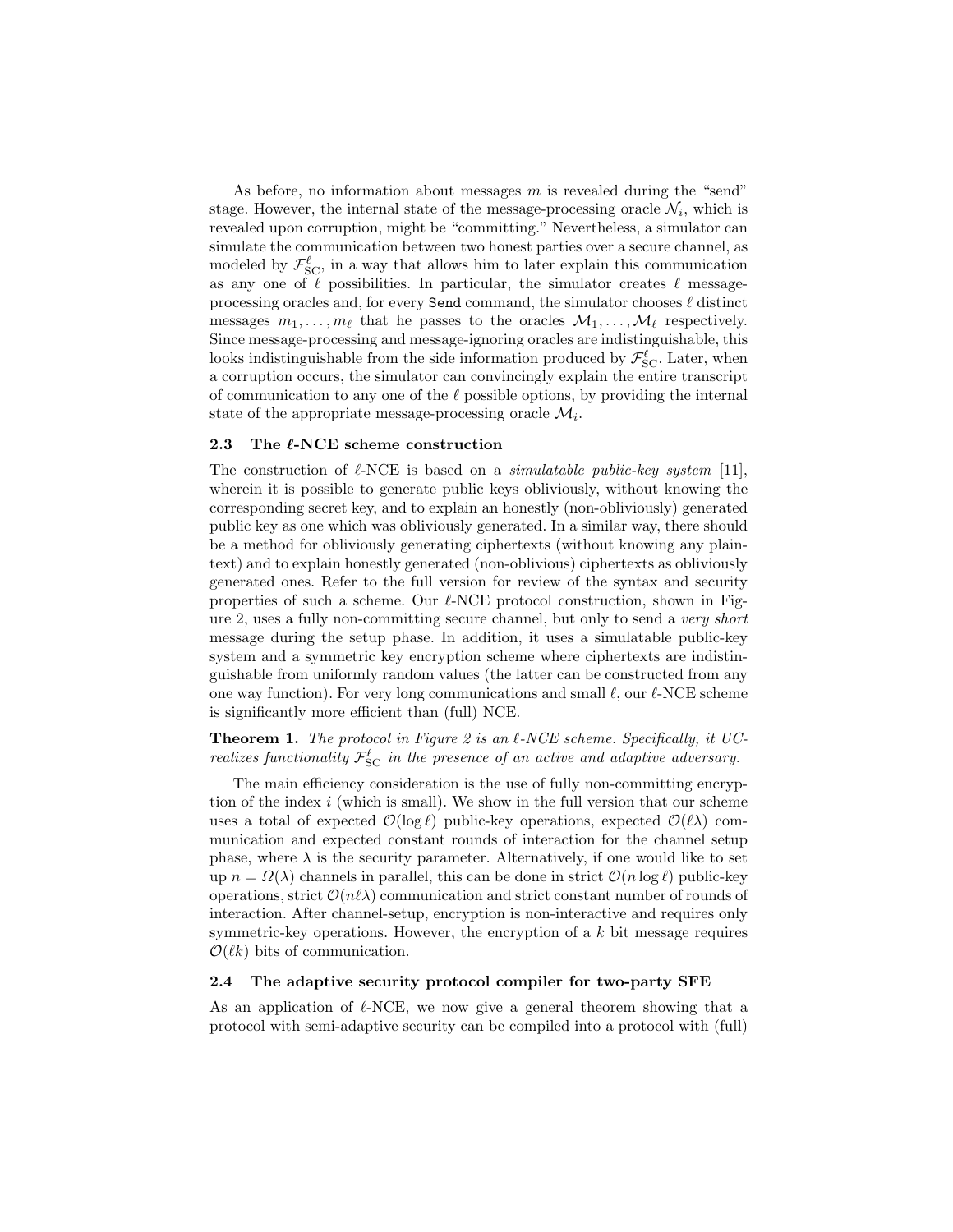As before, no information about messages $m$ is revealed during the "send" stage. However, the internal state of the message-processing oracle $\mathcal{N}_i$, which is revealed upon corruption, might be "committing." Nevertheless, a simulator can simulate the communication between two honest parties over a secure channel, as modeled by $\mathcal{F}_{\rm SC}^{\ell}$, in a way that allows him to later explain this communication as any one of $\ell$ possibilities. In particular, the simulator creates $\ell$ message-processing oracles and, for every `Send` command, the simulator chooses $\ell$ distinct messages $m_1, \ldots, m_\ell$ that he passes to the oracles $\mathcal{M}_1, \ldots, \mathcal{M}_\ell$ respectively. Since message-processing and message-ignoring oracles are indistinguishable, this looks indistinguishable from the side information produced by $\mathcal{F}_{\rm SC}^{\ell}$. Later, when a corruption occurs, the simulator can convincingly explain the entire transcript of communication to any one of the $\ell$ possible options, by providing the internal state of the appropriate message-processing oracle $\mathcal{M}_i$.

### 2.3 The $\ell$-NCE scheme construction

The construction of $\ell$-NCE is based on a *simulatable public-key system* [11], wherein it is possible to generate public keys obliviously, without knowing the corresponding secret key, and to explain an honestly (non-obliviously) generated public key as one which was obliviously generated. In a similar way, there should be a method for obliviously generating ciphertexts (without knowing any plaintext) and to explain honestly generated (non-oblivious) ciphertexts as obliviously generated ones. Refer to the full version for review of the syntax and security properties of such a scheme. Our $\ell$-NCE protocol construction, shown in Figure 2, uses a fully non-committing secure channel, but only to send a *very short* message during the setup phase. In addition, it uses a simulatable public-key system and a symmetric key encryption scheme where ciphertexts are indistinguishable from uniformly random values (the latter can be constructed from any one way function). For very long communications and small $\ell$, our $\ell$-NCE scheme is significantly more efficient than (full) NCE.

**Theorem 1.** *The protocol in Figure 2 is an $\ell$-NCE scheme. Specifically, it UC-realizes functionality $\mathcal{F}_{\rm SC}^{\ell}$ in the presence of an active and adaptive adversary.*

The main efficiency consideration is the use of fully non-committing encryption of the index $i$ (which is small). We show in the full version that our scheme uses a total of expected $\mathcal{O}(\log \ell)$ public-key operations, expected $\mathcal{O}(\ell\lambda)$ communication and expected constant rounds of interaction for the channel setup phase, where $\lambda$ is the security parameter. Alternatively, if one would like to set up $n = \Omega(\lambda)$ channels in parallel, this can be done in strict $\mathcal{O}(n \log \ell)$ public-key operations, strict $\mathcal{O}(n\ell\lambda)$ communication and strict constant number of rounds of interaction. After channel-setup, encryption is non-interactive and requires only symmetric-key operations. However, the encryption of a $k$ bit message requires $\mathcal{O}(\ell k)$ bits of communication.

### 2.4 The adaptive security protocol compiler for two-party SFE

As an application of $\ell$-NCE, we now give a general theorem showing that a protocol with semi-adaptive security can be compiled into a protocol with (full)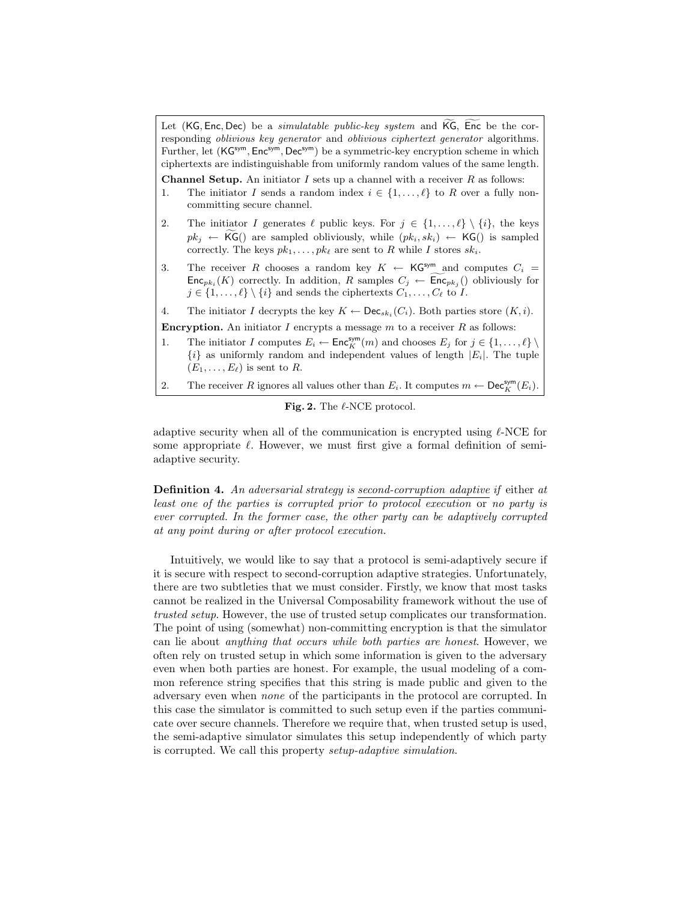Let $(\mathsf{KG}, \mathsf{Enc}, \mathsf{Dec})$ be a *simulatable public-key system* and $\widetilde{\mathsf{KG}}$, $\widetilde{\mathsf{Enc}}$ be the corresponding *oblivious key generator* and *oblivious ciphertext generator* algorithms. Further, let $(\mathsf{KG}^{\mathsf{sym}}, \mathsf{Enc}^{\mathsf{sym}}, \mathsf{Dec}^{\mathsf{sym}})$ be a symmetric-key encryption scheme in which ciphertexts are indistinguishable from uniformly random values of the same length.

**Channel Setup.** An initiator $I$ sets up a channel with a receiver $R$ as follows:

1. The initiator $I$ sends a random index $i \in \{1, \ldots, \ell\}$ to $R$ over a fully non-committing secure channel.
2. The initiator $I$ generates $\ell$ public keys. For $j \in \{1, \ldots, \ell\} \setminus \{i\}$, the keys $pk_j \leftarrow \widetilde{\mathsf{KG}}()$ are sampled obliviously, while $(pk_i, sk_i) \leftarrow \mathsf{KG}()$ is sampled correctly. The keys $pk_1, \ldots, pk_\ell$ are sent to $R$ while $I$ stores $sk_i$.
3. The receiver $R$ chooses a random key $K \leftarrow \mathsf{KG}^{\mathsf{sym}}$ and computes $C_i = \mathsf{Enc}_{pk_i}(K)$ correctly. In addition, $R$ samples $C_j \leftarrow \widetilde{\mathsf{Enc}}_{pk_j}()$ obliviously for $j \in \{1, \ldots, \ell\} \setminus \{i\}$ and sends the ciphertexts $C_1, \ldots, C_\ell$ to $I$.
4. The initiator $I$ decrypts the key $K \leftarrow \mathsf{Dec}_{sk_i}(C_i)$. Both parties store $(K, i)$.

**Encryption.** An initiator $I$ encrypts a message $m$ to a receiver $R$ as follows:

1. The initiator $I$ computes $E_i \leftarrow \mathsf{Enc}^{\mathsf{sym}}_K(m)$ and chooses $E_j$ for $j \in \{1, \ldots, \ell\} \setminus \{i\}$ as uniformly random and independent values of length $|E_i|$. The tuple $(E_1, \ldots, E_\ell)$ is sent to $R$.
2. The receiver $R$ ignores all values other than $E_i$. It computes $m \leftarrow \mathsf{Dec}^{\mathsf{sym}}_K(E_i)$.

**Fig. 2.** The $\ell$-NCE protocol.

adaptive security when all of the communication is encrypted using $\ell$-NCE for some appropriate $\ell$. However, we must first give a formal definition of semi-adaptive security.

**Definition 4.** *An adversarial strategy is* second-corruption adaptive *if* either *at least one of the parties is corrupted prior to protocol execution* or *no party is ever corrupted. In the former case, the other party can be adaptively corrupted at any point during or after protocol execution.*

Intuitively, we would like to say that a protocol is semi-adaptively secure if it is secure with respect to second-corruption adaptive strategies. Unfortunately, there are two subtleties that we must consider. Firstly, we know that most tasks cannot be realized in the Universal Composability framework without the use of *trusted setup*. However, the use of trusted setup complicates our transformation. The point of using (somewhat) non-committing encryption is that the simulator can lie about *anything that occurs while both parties are honest*. However, we often rely on trusted setup in which some information is given to the adversary even when both parties are honest. For example, the usual modeling of a common reference string specifies that this string is made public and given to the adversary even when *none* of the participants in the protocol are corrupted. In this case the simulator is committed to such setup even if the parties communicate over secure channels. Therefore we require that, when trusted setup is used, the semi-adaptive simulator simulates this setup independently of which party is corrupted. We call this property *setup-adaptive simulation*.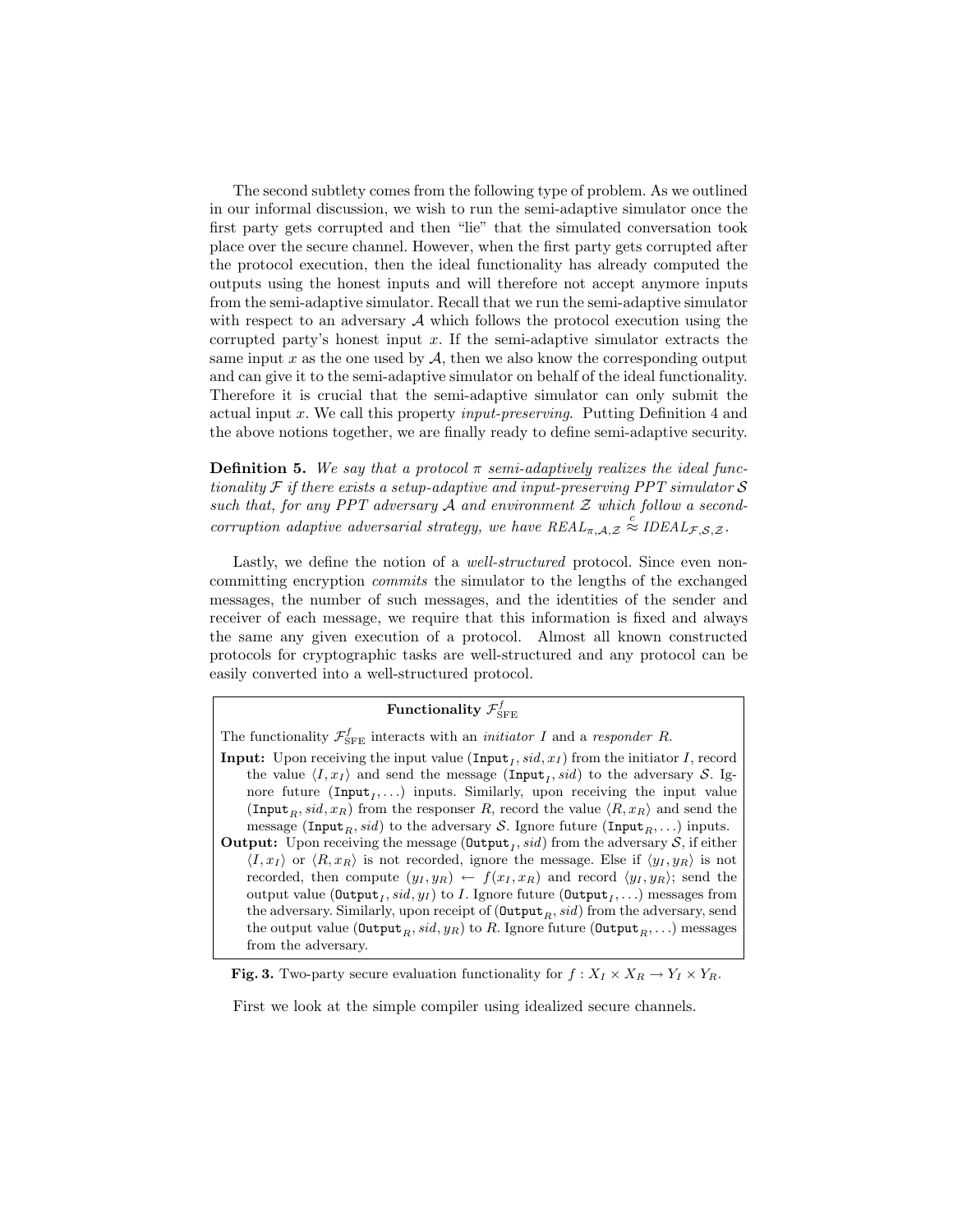The second subtlety comes from the following type of problem. As we outlined in our informal discussion, we wish to run the semi-adaptive simulator once the first party gets corrupted and then "lie" that the simulated conversation took place over the secure channel. However, when the first party gets corrupted after the protocol execution, then the ideal functionality has already computed the outputs using the honest inputs and will therefore not accept anymore inputs from the semi-adaptive simulator. Recall that we run the semi-adaptive simulator with respect to an adversary $\mathcal{A}$ which follows the protocol execution using the corrupted party's honest input $x$. If the semi-adaptive simulator extracts the same input $x$ as the one used by $\mathcal{A}$, then we also know the corresponding output and can give it to the semi-adaptive simulator on behalf of the ideal functionality. Therefore it is crucial that the semi-adaptive simulator can only submit the actual input $x$. We call this property *input-preserving*. Putting Definition 4 and the above notions together, we are finally ready to define semi-adaptive security.

**Definition 5.** *We say that a protocol $\pi$ semi-adaptively realizes the ideal functionality $\mathcal{F}$ if there exists a setup-adaptive and input-preserving PPT simulator $\mathcal{S}$ such that, for any PPT adversary $\mathcal{A}$ and environment $\mathcal{Z}$ which follow a second-corruption adaptive adversarial strategy, we have $REAL_{\pi,\mathcal{A},\mathcal{Z}} \stackrel{c}{\approx} IDEAL_{\mathcal{F},\mathcal{S},\mathcal{Z}}$.*

Lastly, we define the notion of a *well-structured* protocol. Since even non-committing encryption *commits* the simulator to the lengths of the exchanged messages, the number of such messages, and the identities of the sender and receiver of each message, we require that this information is fixed and always the same any given execution of a protocol. Almost all known constructed protocols for cryptographic tasks are well-structured and any protocol can be easily converted into a well-structured protocol.

**Functionality $\mathcal{F}^f_{\text{SFE}}$**

The functionality $\mathcal{F}^f_{\text{SFE}}$ interacts with an *initiator* $I$ and a *responder* $R$.

**Input:** Upon receiving the input value $(\texttt{Input}_I, sid, x_I)$ from the initiator $I$, record the value $\langle I, x_I \rangle$ and send the message $(\texttt{Input}_I, sid)$ to the adversary $\mathcal{S}$. Ignore future $(\texttt{Input}_I, \ldots)$ inputs. Similarly, upon receiving the input value $(\texttt{Input}_R, sid, x_R)$ from the responser $R$, record the value $\langle R, x_R \rangle$ and send the message $(\texttt{Input}_R, sid)$ to the adversary $\mathcal{S}$. Ignore future $(\texttt{Input}_R, \ldots)$ inputs.

**Output:** Upon receiving the message $(\texttt{Output}_I, sid)$ from the adversary $\mathcal{S}$, if either $\langle I, x_I \rangle$ or $\langle R, x_R \rangle$ is not recorded, ignore the message. Else if $\langle y_I, y_R \rangle$ is not recorded, then compute $(y_I, y_R) \leftarrow f(x_I, x_R)$ and record $\langle y_I, y_R \rangle$; send the output value $(\texttt{Output}_I, sid, y_I)$ to $I$. Ignore future $(\texttt{Output}_I, \ldots)$ messages from the adversary. Similarly, upon receipt of $(\texttt{Output}_R, sid)$ from the adversary, send the output value $(\texttt{Output}_R, sid, y_R)$ to $R$. Ignore future $(\texttt{Output}_R, \ldots)$ messages from the adversary.

**Fig. 3.** Two-party secure evaluation functionality for $f : X_I \times X_R \to Y_I \times Y_R$.

First we look at the simple compiler using idealized secure channels.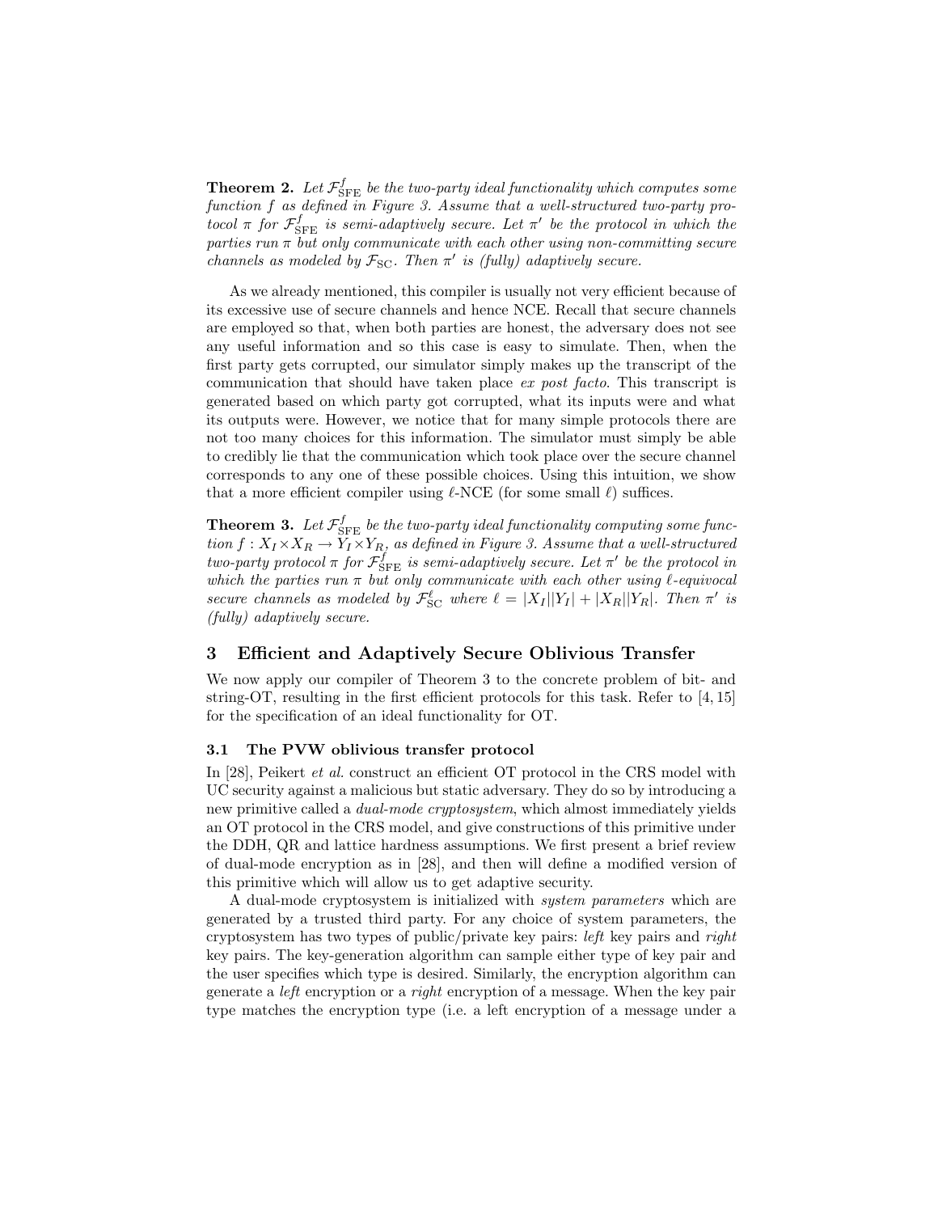**Theorem 2.** *Let $\mathcal{F}_{\mathrm{SFE}}^{f}$ be the two-party ideal functionality which computes some function $f$ as defined in Figure 3. Assume that a well-structured two-party protocol $\pi$ for $\mathcal{F}_{\mathrm{SFE}}^{f}$ is semi-adaptively secure. Let $\pi'$ be the protocol in which the parties run $\pi$ but only communicate with each other using non-committing secure channels as modeled by $\mathcal{F}_{\mathrm{SC}}$. Then $\pi'$ is (fully) adaptively secure.*

As we already mentioned, this compiler is usually not very efficient because of its excessive use of secure channels and hence NCE. Recall that secure channels are employed so that, when both parties are honest, the adversary does not see any useful information and so this case is easy to simulate. Then, when the first party gets corrupted, our simulator simply makes up the transcript of the communication that should have taken place *ex post facto*. This transcript is generated based on which party got corrupted, what its inputs were and what its outputs were. However, we notice that for many simple protocols there are not too many choices for this information. The simulator must simply be able to credibly lie that the communication which took place over the secure channel corresponds to any one of these possible choices. Using this intuition, we show that a more efficient compiler using $\ell$-NCE (for some small $\ell$) suffices.

**Theorem 3.** *Let $\mathcal{F}_{\mathrm{SFE}}^{f}$ be the two-party ideal functionality computing some function $f : X_I \times X_R \to Y_I \times Y_R$, as defined in Figure 3. Assume that a well-structured two-party protocol $\pi$ for $\mathcal{F}_{\mathrm{SFE}}^{f}$ is semi-adaptively secure. Let $\pi'$ be the protocol in which the parties run $\pi$ but only communicate with each other using $\ell$-equivocal secure channels as modeled by $\mathcal{F}_{\mathrm{SC}}^{\ell}$ where $\ell = |X_I||Y_I| + |X_R||Y_R|$. Then $\pi'$ is (fully) adaptively secure.*

## 3 Efficient and Adaptively Secure Oblivious Transfer

We now apply our compiler of Theorem 3 to the concrete problem of bit- and string-OT, resulting in the first efficient protocols for this task. Refer to [4, 15] for the specification of an ideal functionality for OT.

### 3.1 The PVW oblivious transfer protocol

In [28], Peikert *et al.* construct an efficient OT protocol in the CRS model with UC security against a malicious but static adversary. They do so by introducing a new primitive called a *dual-mode cryptosystem*, which almost immediately yields an OT protocol in the CRS model, and give constructions of this primitive under the DDH, QR and lattice hardness assumptions. We first present a brief review of dual-mode encryption as in [28], and then will define a modified version of this primitive which will allow us to get adaptive security.

A dual-mode cryptosystem is initialized with *system parameters* which are generated by a trusted third party. For any choice of system parameters, the cryptosystem has two types of public/private key pairs: *left* key pairs and *right* key pairs. The key-generation algorithm can sample either type of key pair and the user specifies which type is desired. Similarly, the encryption algorithm can generate a *left* encryption or a *right* encryption of a message. When the key pair type matches the encryption type (i.e. a left encryption of a message under a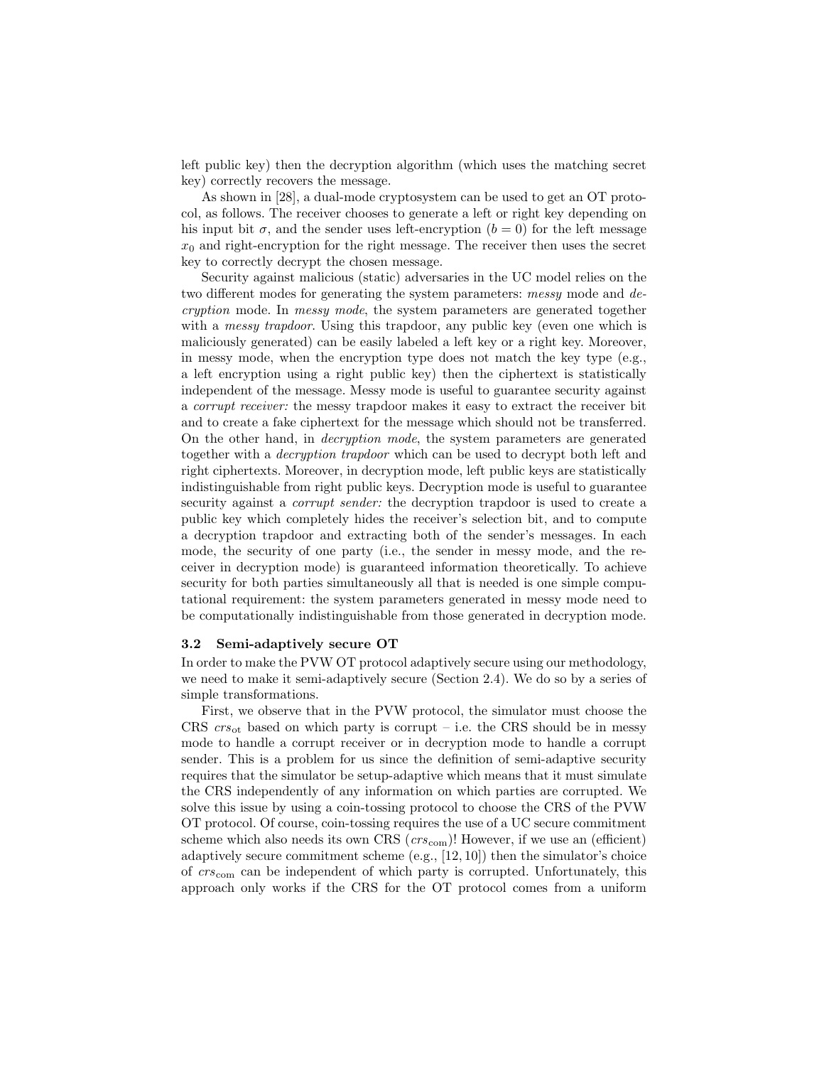left public key) then the decryption algorithm (which uses the matching secret key) correctly recovers the message.

As shown in [28], a dual-mode cryptosystem can be used to get an OT protocol, as follows. The receiver chooses to generate a left or right key depending on his input bit $\sigma$, and the sender uses left-encryption ($b = 0$) for the left message $x_0$ and right-encryption for the right message. The receiver then uses the secret key to correctly decrypt the chosen message.

Security against malicious (static) adversaries in the UC model relies on the two different modes for generating the system parameters: *messy* mode and *decryption* mode. In *messy mode*, the system parameters are generated together with a *messy trapdoor*. Using this trapdoor, any public key (even one which is maliciously generated) can be easily labeled a left key or a right key. Moreover, in messy mode, when the encryption type does not match the key type (e.g., a left encryption using a right public key) then the ciphertext is statistically independent of the message. Messy mode is useful to guarantee security against a *corrupt receiver:* the messy trapdoor makes it easy to extract the receiver bit and to create a fake ciphertext for the message which should not be transferred. On the other hand, in *decryption mode*, the system parameters are generated together with a *decryption trapdoor* which can be used to decrypt both left and right ciphertexts. Moreover, in decryption mode, left public keys are statistically indistinguishable from right public keys. Decryption mode is useful to guarantee security against a *corrupt sender:* the decryption trapdoor is used to create a public key which completely hides the receiver's selection bit, and to compute a decryption trapdoor and extracting both of the sender's messages. In each mode, the security of one party (i.e., the sender in messy mode, and the receiver in decryption mode) is guaranteed information theoretically. To achieve security for both parties simultaneously all that is needed is one simple computational requirement: the system parameters generated in messy mode need to be computationally indistinguishable from those generated in decryption mode.

### 3.2 Semi-adaptively secure OT

In order to make the PVW OT protocol adaptively secure using our methodology, we need to make it semi-adaptively secure (Section 2.4). We do so by a series of simple transformations.

First, we observe that in the PVW protocol, the simulator must choose the CRS $crs_{\mathrm{ot}}$ based on which party is corrupt – i.e. the CRS should be in messy mode to handle a corrupt receiver or in decryption mode to handle a corrupt sender. This is a problem for us since the definition of semi-adaptive security requires that the simulator be setup-adaptive which means that it must simulate the CRS independently of any information on which parties are corrupted. We solve this issue by using a coin-tossing protocol to choose the CRS of the PVW OT protocol. Of course, coin-tossing requires the use of a UC secure commitment scheme which also needs its own CRS ($crs_{\mathrm{com}}$)! However, if we use an (efficient) adaptively secure commitment scheme (e.g., [12, 10]) then the simulator's choice of $crs_{\mathrm{com}}$ can be independent of which party is corrupted. Unfortunately, this approach only works if the CRS for the OT protocol comes from a uniform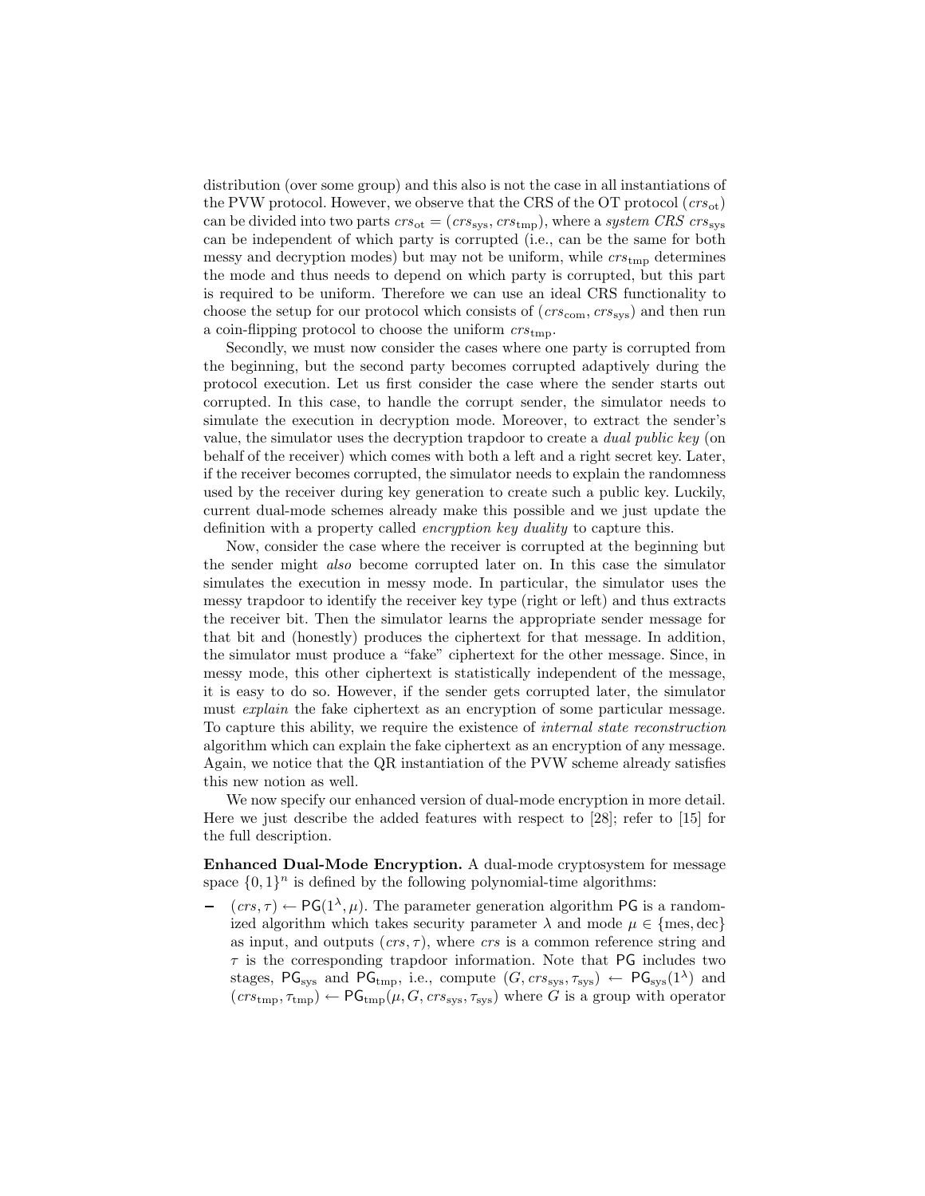distribution (over some group) and this also is not the case in all instantiations of the PVW protocol. However, we observe that the CRS of the OT protocol ($crs_{\mathrm{ot}}$) can be divided into two parts $crs_{\mathrm{ot}} = (crs_{\mathrm{sys}}, crs_{\mathrm{tmp}})$, where a *system CRS* $crs_{\mathrm{sys}}$ can be independent of which party is corrupted (i.e., can be the same for both messy and decryption modes) but may not be uniform, while $crs_{\mathrm{tmp}}$ determines the mode and thus needs to depend on which party is corrupted, but this part is required to be uniform. Therefore we can use an ideal CRS functionality to choose the setup for our protocol which consists of $(crs_{\mathrm{com}}, crs_{\mathrm{sys}})$ and then run a coin-flipping protocol to choose the uniform $crs_{\mathrm{tmp}}$.

Secondly, we must now consider the cases where one party is corrupted from the beginning, but the second party becomes corrupted adaptively during the protocol execution. Let us first consider the case where the sender starts out corrupted. In this case, to handle the corrupt sender, the simulator needs to simulate the execution in decryption mode. Moreover, to extract the sender's value, the simulator uses the decryption trapdoor to create a *dual public key* (on behalf of the receiver) which comes with both a left and a right secret key. Later, if the receiver becomes corrupted, the simulator needs to explain the randomness used by the receiver during key generation to create such a public key. Luckily, current dual-mode schemes already make this possible and we just update the definition with a property called *encryption key duality* to capture this.

Now, consider the case where the receiver is corrupted at the beginning but the sender might *also* become corrupted later on. In this case the simulator simulates the execution in messy mode. In particular, the simulator uses the messy trapdoor to identify the receiver key type (right or left) and thus extracts the receiver bit. Then the simulator learns the appropriate sender message for that bit and (honestly) produces the ciphertext for that message. In addition, the simulator must produce a "fake" ciphertext for the other message. Since, in messy mode, this other ciphertext is statistically independent of the message, it is easy to do so. However, if the sender gets corrupted later, the simulator must *explain* the fake ciphertext as an encryption of some particular message. To capture this ability, we require the existence of *internal state reconstruction* algorithm which can explain the fake ciphertext as an encryption of any message. Again, we notice that the QR instantiation of the PVW scheme already satisfies this new notion as well.

We now specify our enhanced version of dual-mode encryption in more detail. Here we just describe the added features with respect to [28]; refer to [15] for the full description.

**Enhanced Dual-Mode Encryption.** A dual-mode cryptosystem for message space $\{0,1\}^n$ is defined by the following polynomial-time algorithms:

- $(crs, \tau) \leftarrow \mathsf{PG}(1^\lambda, \mu)$. The parameter generation algorithm $\mathsf{PG}$ is a randomized algorithm which takes security parameter $\lambda$ and mode $\mu \in \{\mathrm{mes}, \mathrm{dec}\}$ as input, and outputs $(crs, \tau)$, where $crs$ is a common reference string and $\tau$ is the corresponding trapdoor information. Note that $\mathsf{PG}$ includes two stages, $\mathsf{PG}_{\mathrm{sys}}$ and $\mathsf{PG}_{\mathrm{tmp}}$, i.e., compute $(G, crs_{\mathrm{sys}}, \tau_{\mathrm{sys}}) \leftarrow \mathsf{PG}_{\mathrm{sys}}(1^\lambda)$ and $(crs_{\mathrm{tmp}}, \tau_{\mathrm{tmp}}) \leftarrow \mathsf{PG}_{\mathrm{tmp}}(\mu, G, crs_{\mathrm{sys}}, \tau_{\mathrm{sys}})$ where $G$ is a group with operator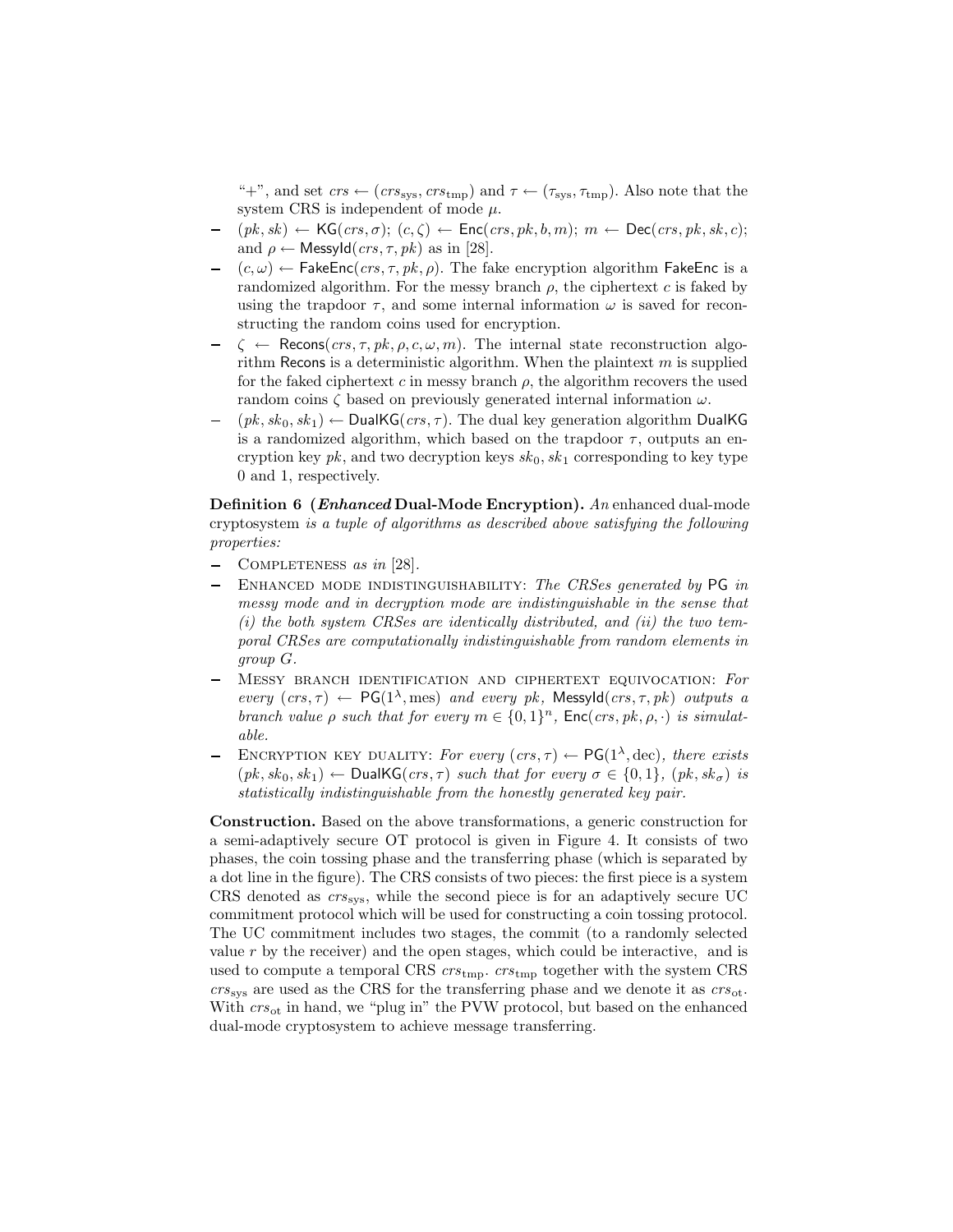"+", and set $crs \leftarrow (crs_{\text{sys}}, crs_{\text{tmp}})$ and $\tau \leftarrow (\tau_{\text{sys}}, \tau_{\text{tmp}})$. Also note that the system CRS is independent of mode $\mu$.

- $(pk, sk) \leftarrow \mathsf{KG}(crs, \sigma)$; $(c, \zeta) \leftarrow \mathsf{Enc}(crs, pk, b, m)$; $m \leftarrow \mathsf{Dec}(crs, pk, sk, c)$; and $\rho \leftarrow \mathsf{MessyId}(crs, \tau, pk)$ as in [28].
- $(c, \omega) \leftarrow \mathsf{FakeEnc}(crs, \tau, pk, \rho)$. The fake encryption algorithm $\mathsf{FakeEnc}$ is a randomized algorithm. For the messy branch $\rho$, the ciphertext $c$ is faked by using the trapdoor $\tau$, and some internal information $\omega$ is saved for reconstructing the random coins used for encryption.
- $\zeta \leftarrow \mathsf{Recons}(crs, \tau, pk, \rho, c, \omega, m)$. The internal state reconstruction algorithm $\mathsf{Recons}$ is a deterministic algorithm. When the plaintext $m$ is supplied for the faked ciphertext $c$ in messy branch $\rho$, the algorithm recovers the used random coins $\zeta$ based on previously generated internal information $\omega$.
- $(pk, sk_0, sk_1) \leftarrow \mathsf{DualKG}(crs, \tau)$. The dual key generation algorithm $\mathsf{DualKG}$ is a randomized algorithm, which based on the trapdoor $\tau$, outputs an encryption key $pk$, and two decryption keys $sk_0, sk_1$ corresponding to key type 0 and 1, respectively.

**Definition 6 (*Enhanced* Dual-Mode Encryption).** *An* enhanced dual-mode cryptosystem *is a tuple of algorithms as described above satisfying the following properties:*

- Completeness *as in* [28].
- Enhanced mode indistinguishability: *The CRSes generated by* $\mathsf{PG}$ *in messy mode and in decryption mode are indistinguishable in the sense that (i) the both system CRSes are identically distributed, and (ii) the two temporal CRSes are computationally indistinguishable from random elements in group $G$.*
- Messy branch identification and ciphertext equivocation: *For every $(crs, \tau) \leftarrow \mathsf{PG}(1^\lambda, \text{mes})$ and every $pk$, $\mathsf{MessyId}(crs, \tau, pk)$ outputs a branch value $\rho$ such that for every $m \in \{0,1\}^n$, $\mathsf{Enc}(crs, pk, \rho, \cdot)$ is simulatable.*
- Encryption key duality: *For every $(crs, \tau) \leftarrow \mathsf{PG}(1^\lambda, \text{dec})$, there exists $(pk, sk_0, sk_1) \leftarrow \mathsf{DualKG}(crs, \tau)$ such that for every $\sigma \in \{0,1\}$, $(pk, sk_\sigma)$ is statistically indistinguishable from the honestly generated key pair.*

**Construction.** Based on the above transformations, a generic construction for a semi-adaptively secure OT protocol is given in Figure 4. It consists of two phases, the coin tossing phase and the transferring phase (which is separated by a dot line in the figure). The CRS consists of two pieces: the first piece is a system CRS denoted as $crs_{\text{sys}}$, while the second piece is for an adaptively secure UC commitment protocol which will be used for constructing a coin tossing protocol. The UC commitment includes two stages, the commit (to a randomly selected value $r$ by the receiver) and the open stages, which could be interactive, and is used to compute a temporal CRS $crs_{\text{tmp}}$. $crs_{\text{tmp}}$ together with the system CRS $crs_{\text{sys}}$ are used as the CRS for the transferring phase and we denote it as $crs_{\text{ot}}$. With $crs_{\text{ot}}$ in hand, we "plug in" the PVW protocol, but based on the enhanced dual-mode cryptosystem to achieve message transferring.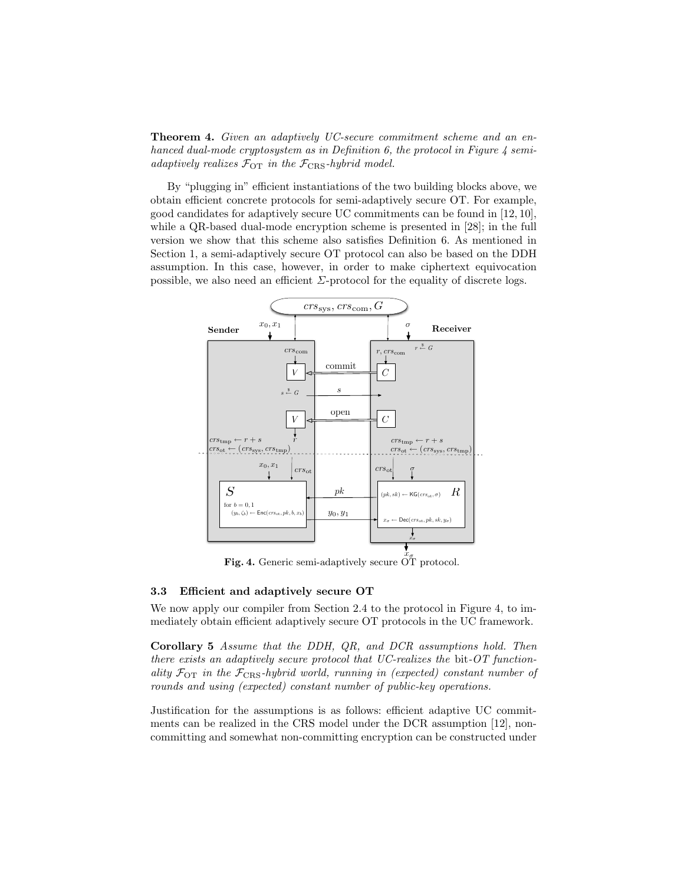**Theorem 4.** *Given an adaptively UC-secure commitment scheme and an enhanced dual-mode cryptosystem as in Definition 6, the protocol in Figure 4 semi-adaptively realizes $\mathcal{F}_{\mathrm{OT}}$ in the $\mathcal{F}_{\mathrm{CRS}}$-hybrid model.*

By "plugging in" efficient instantiations of the two building blocks above, we obtain efficient concrete protocols for semi-adaptively secure OT. For example, good candidates for adaptively secure UC commitments can be found in [12, 10], while a QR-based dual-mode encryption scheme is presented in [28]; in the full version we show that this scheme also satisfies Definition 6. As mentioned in Section 1, a semi-adaptively secure OT protocol can also be based on the DDH assumption. In this case, however, in order to make ciphertext equivocation possible, we also need an efficient $\Sigma$-protocol for the equality of discrete logs.

**Fig. 4.** Generic semi-adaptively secure OT protocol.

### 3.3 Efficient and adaptively secure OT

We now apply our compiler from Section 2.4 to the protocol in Figure 4, to immediately obtain efficient adaptively secure OT protocols in the UC framework.

**Corollary 5** *Assume that the DDH, QR, and DCR assumptions hold. Then there exists an adaptively secure protocol that UC-realizes the* bit-*OT functionality $\mathcal{F}_{\mathrm{OT}}$ in the $\mathcal{F}_{\mathrm{CRS}}$-hybrid world, running in (expected) constant number of rounds and using (expected) constant number of public-key operations.*

Justification for the assumptions is as follows: efficient adaptive UC commitments can be realized in the CRS model under the DCR assumption [12], non-committing and somewhat non-committing encryption can be constructed under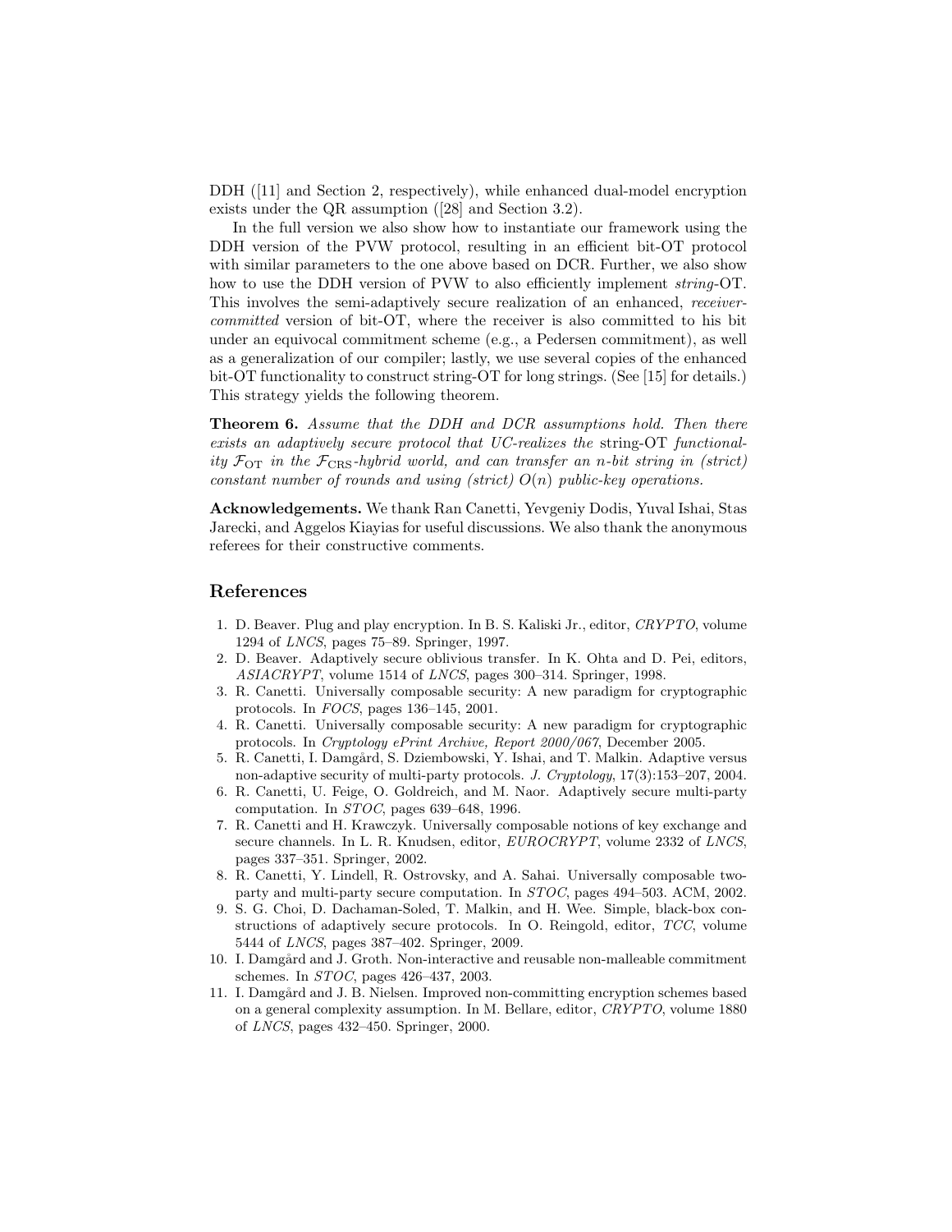DDH ([11] and Section 2, respectively), while enhanced dual-model encryption exists under the QR assumption ([28] and Section 3.2).

In the full version we also show how to instantiate our framework using the DDH version of the PVW protocol, resulting in an efficient bit-OT protocol with similar parameters to the one above based on DCR. Further, we also show how to use the DDH version of PVW to also efficiently implement *string*-OT. This involves the semi-adaptively secure realization of an enhanced, *receiver-committed* version of bit-OT, where the receiver is also committed to his bit under an equivocal commitment scheme (e.g., a Pedersen commitment), as well as a generalization of our compiler; lastly, we use several copies of the enhanced bit-OT functionality to construct string-OT for long strings. (See [15] for details.) This strategy yields the following theorem.

**Theorem 6.** *Assume that the DDH and DCR assumptions hold. Then there exists an adaptively secure protocol that UC-realizes the* string-OT *functionality $\mathcal{F}_{\mathrm{OT}}$ in the $\mathcal{F}_{\mathrm{CRS}}$-hybrid world, and can transfer an $n$-bit string in (strict) constant number of rounds and using (strict) $O(n)$ public-key operations.*

**Acknowledgements.** We thank Ran Canetti, Yevgeniy Dodis, Yuval Ishai, Stas Jarecki, and Aggelos Kiayias for useful discussions. We also thank the anonymous referees for their constructive comments.

## References

1. D. Beaver. Plug and play encryption. In B. S. Kaliski Jr., editor, *CRYPTO*, volume 1294 of *LNCS*, pages 75–89. Springer, 1997.
2. D. Beaver. Adaptively secure oblivious transfer. In K. Ohta and D. Pei, editors, *ASIACRYPT*, volume 1514 of *LNCS*, pages 300–314. Springer, 1998.
3. R. Canetti. Universally composable security: A new paradigm for cryptographic protocols. In *FOCS*, pages 136–145, 2001.
4. R. Canetti. Universally composable security: A new paradigm for cryptographic protocols. In *Cryptology ePrint Archive, Report 2000/067*, December 2005.
5. R. Canetti, I. Damgård, S. Dziembowski, Y. Ishai, and T. Malkin. Adaptive versus non-adaptive security of multi-party protocols. *J. Cryptology*, 17(3):153–207, 2004.
6. R. Canetti, U. Feige, O. Goldreich, and M. Naor. Adaptively secure multi-party computation. In *STOC*, pages 639–648, 1996.
7. R. Canetti and H. Krawczyk. Universally composable notions of key exchange and secure channels. In L. R. Knudsen, editor, *EUROCRYPT*, volume 2332 of *LNCS*, pages 337–351. Springer, 2002.
8. R. Canetti, Y. Lindell, R. Ostrovsky, and A. Sahai. Universally composable two-party and multi-party secure computation. In *STOC*, pages 494–503. ACM, 2002.
9. S. G. Choi, D. Dachaman-Soled, T. Malkin, and H. Wee. Simple, black-box constructions of adaptively secure protocols. In O. Reingold, editor, *TCC*, volume 5444 of *LNCS*, pages 387–402. Springer, 2009.
10. I. Damgård and J. Groth. Non-interactive and reusable non-malleable commitment schemes. In *STOC*, pages 426–437, 2003.
11. I. Damgård and J. B. Nielsen. Improved non-committing encryption schemes based on a general complexity assumption. In M. Bellare, editor, *CRYPTO*, volume 1880 of *LNCS*, pages 432–450. Springer, 2000.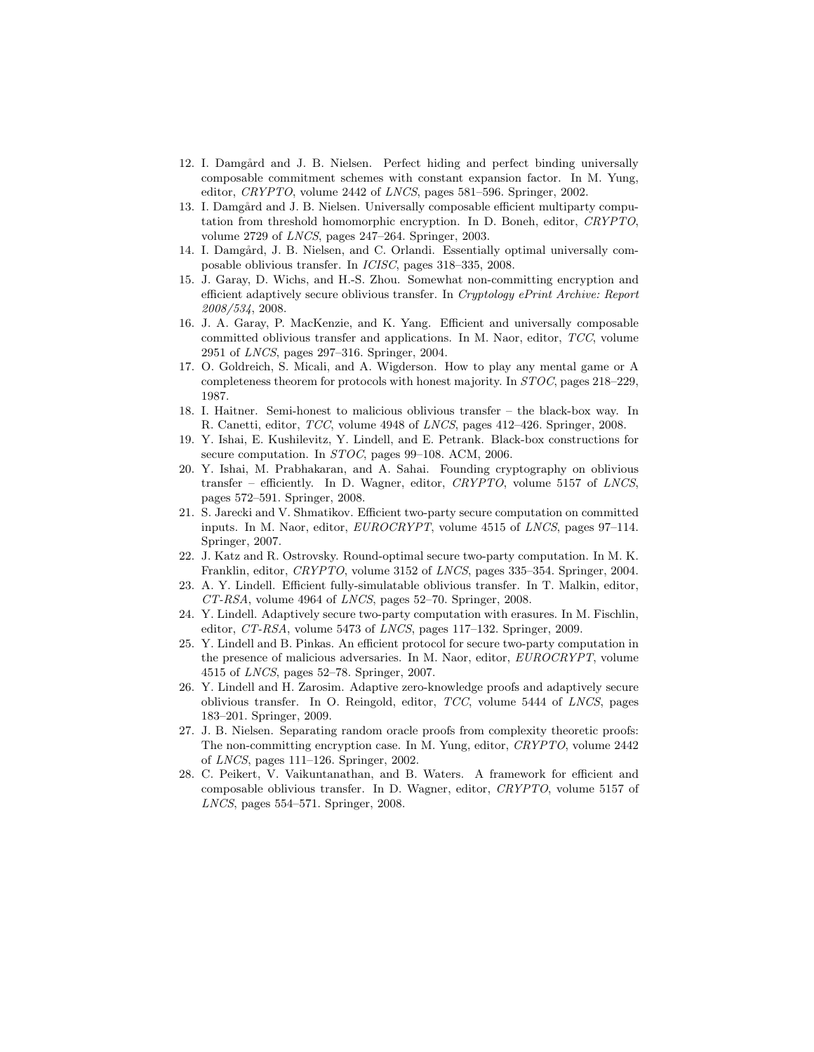12. I. Damgård and J. B. Nielsen. Perfect hiding and perfect binding universally composable commitment schemes with constant expansion factor. In M. Yung, editor, *CRYPTO*, volume 2442 of *LNCS*, pages 581–596. Springer, 2002.
13. I. Damgård and J. B. Nielsen. Universally composable efficient multiparty computation from threshold homomorphic encryption. In D. Boneh, editor, *CRYPTO*, volume 2729 of *LNCS*, pages 247–264. Springer, 2003.
14. I. Damgård, J. B. Nielsen, and C. Orlandi. Essentially optimal universally composable oblivious transfer. In *ICISC*, pages 318–335, 2008.
15. J. Garay, D. Wichs, and H.-S. Zhou. Somewhat non-committing encryption and efficient adaptively secure oblivious transfer. In *Cryptology ePrint Archive: Report 2008/534*, 2008.
16. J. A. Garay, P. MacKenzie, and K. Yang. Efficient and universally composable committed oblivious transfer and applications. In M. Naor, editor, *TCC*, volume 2951 of *LNCS*, pages 297–316. Springer, 2004.
17. O. Goldreich, S. Micali, and A. Wigderson. How to play any mental game or A completeness theorem for protocols with honest majority. In *STOC*, pages 218–229, 1987.
18. I. Haitner. Semi-honest to malicious oblivious transfer – the black-box way. In R. Canetti, editor, *TCC*, volume 4948 of *LNCS*, pages 412–426. Springer, 2008.
19. Y. Ishai, E. Kushilevitz, Y. Lindell, and E. Petrank. Black-box constructions for secure computation. In *STOC*, pages 99–108. ACM, 2006.
20. Y. Ishai, M. Prabhakaran, and A. Sahai. Founding cryptography on oblivious transfer – efficiently. In D. Wagner, editor, *CRYPTO*, volume 5157 of *LNCS*, pages 572–591. Springer, 2008.
21. S. Jarecki and V. Shmatikov. Efficient two-party secure computation on committed inputs. In M. Naor, editor, *EUROCRYPT*, volume 4515 of *LNCS*, pages 97–114. Springer, 2007.
22. J. Katz and R. Ostrovsky. Round-optimal secure two-party computation. In M. K. Franklin, editor, *CRYPTO*, volume 3152 of *LNCS*, pages 335–354. Springer, 2004.
23. A. Y. Lindell. Efficient fully-simulatable oblivious transfer. In T. Malkin, editor, *CT-RSA*, volume 4964 of *LNCS*, pages 52–70. Springer, 2008.
24. Y. Lindell. Adaptively secure two-party computation with erasures. In M. Fischlin, editor, *CT-RSA*, volume 5473 of *LNCS*, pages 117–132. Springer, 2009.
25. Y. Lindell and B. Pinkas. An efficient protocol for secure two-party computation in the presence of malicious adversaries. In M. Naor, editor, *EUROCRYPT*, volume 4515 of *LNCS*, pages 52–78. Springer, 2007.
26. Y. Lindell and H. Zarosim. Adaptive zero-knowledge proofs and adaptively secure oblivious transfer. In O. Reingold, editor, *TCC*, volume 5444 of *LNCS*, pages 183–201. Springer, 2009.
27. J. B. Nielsen. Separating random oracle proofs from complexity theoretic proofs: The non-committing encryption case. In M. Yung, editor, *CRYPTO*, volume 2442 of *LNCS*, pages 111–126. Springer, 2002.
28. C. Peikert, V. Vaikuntanathan, and B. Waters. A framework for efficient and composable oblivious transfer. In D. Wagner, editor, *CRYPTO*, volume 5157 of *LNCS*, pages 554–571. Springer, 2008.